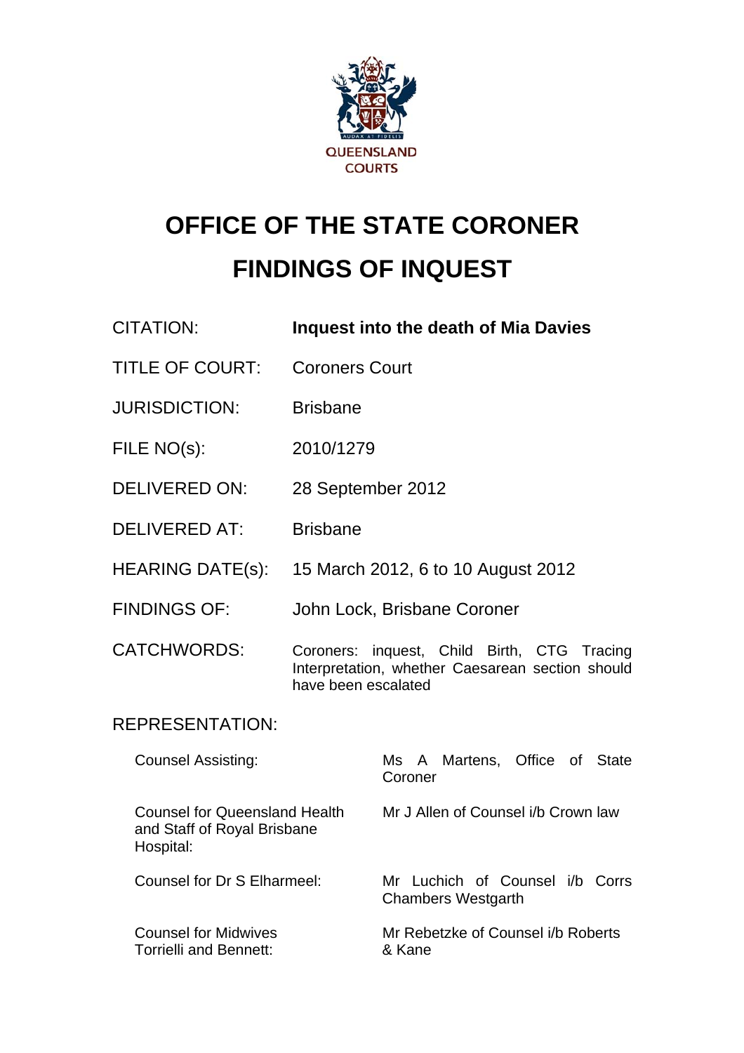QUEENSLAND COURTS

# OFFICE OF THE STATE CORONER

# FINDINGS OF INQUEST

| | |
|---|---|
| CITATION: | **Inquest into the death of Mia Davies** |
| TITLE OF COURT: | Coroners Court |
| JURISDICTION: | Brisbane |
| FILE NO(s): | 2010/1279 |
| DELIVERED ON: | 28 September 2012 |
| DELIVERED AT: | Brisbane |
| HEARING DATE(s): | 15 March 2012, 6 to 10 August 2012 |
| FINDINGS OF: | John Lock, Brisbane Coroner |
| CATCHWORDS: | Coroners: inquest, Child Birth, CTG Tracing Interpretation, whether Caesarean section should have been escalated |

REPRESENTATION:

| | |
|---|---|
| Counsel Assisting: | Ms A Martens, Office of State Coroner |
| Counsel for Queensland Health and Staff of Royal Brisbane Hospital: | Mr J Allen of Counsel i/b Crown law |
| Counsel for Dr S Elharmeel: | Mr Luchich of Counsel i/b Corrs Chambers Westgarth |
| Counsel for Midwives Torrielli and Bennett: | Mr Rebetzke of Counsel i/b Roberts & Kane |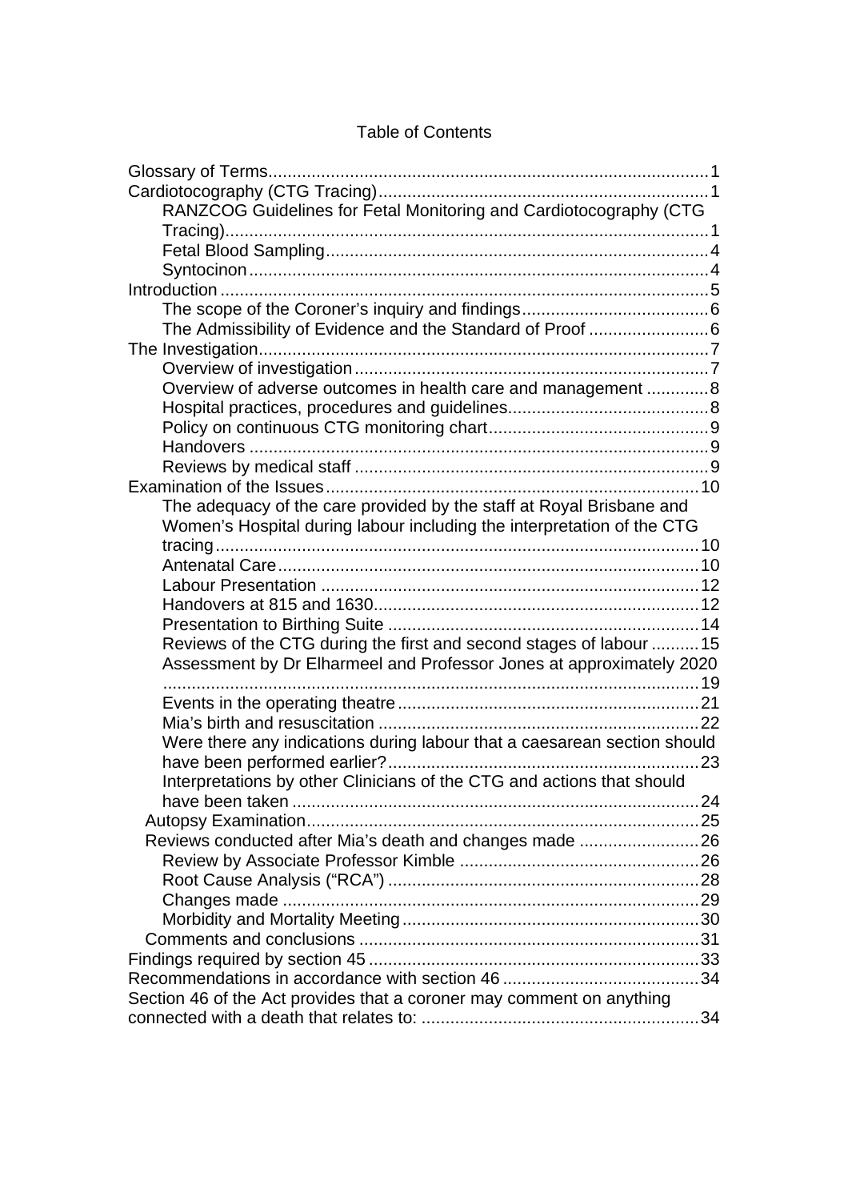Table of Contents

- Glossary of Terms ... 1
- Cardiotocography (CTG Tracing) ... 1
  - RANZCOG Guidelines for Fetal Monitoring and Cardiotocography (CTG Tracing) ... 1
  - Fetal Blood Sampling ... 4
  - Syntocinon ... 4
- Introduction ... 5
  - The scope of the Coroner's inquiry and findings ... 6
  - The Admissibility of Evidence and the Standard of Proof ... 6
- The Investigation ... 7
  - Overview of investigation ... 7
  - Overview of adverse outcomes in health care and management ... 8
  - Hospital practices, procedures and guidelines ... 8
  - Policy on continuous CTG monitoring chart ... 9
  - Handovers ... 9
  - Reviews by medical staff ... 9
- Examination of the Issues ... 10
  - The adequacy of the care provided by the staff at Royal Brisbane and Women's Hospital during labour including the interpretation of the CTG tracing ... 10
  - Antenatal Care ... 10
  - Labour Presentation ... 12
  - Handovers at 815 and 1630 ... 12
  - Presentation to Birthing Suite ... 14
  - Reviews of the CTG during the first and second stages of labour ... 15
  - Assessment by Dr Elharmeel and Professor Jones at approximately 2020 ... 19
  - Events in the operating theatre ... 21
  - Mia's birth and resuscitation ... 22
  - Were there any indications during labour that a caesarean section should have been performed earlier? ... 23
  - Interpretations by other Clinicians of the CTG and actions that should have been taken ... 24
  - Autopsy Examination ... 25
  - Reviews conducted after Mia's death and changes made ... 26
    - Review by Associate Professor Kimble ... 26
    - Root Cause Analysis ("RCA") ... 28
    - Changes made ... 29
    - Morbidity and Mortality Meeting ... 30
  - Comments and conclusions ... 31
- Findings required by section 45 ... 33
- Recommendations in accordance with section 46 ... 34
- Section 46 of the Act provides that a coroner may comment on anything connected with a death that relates to: ... 34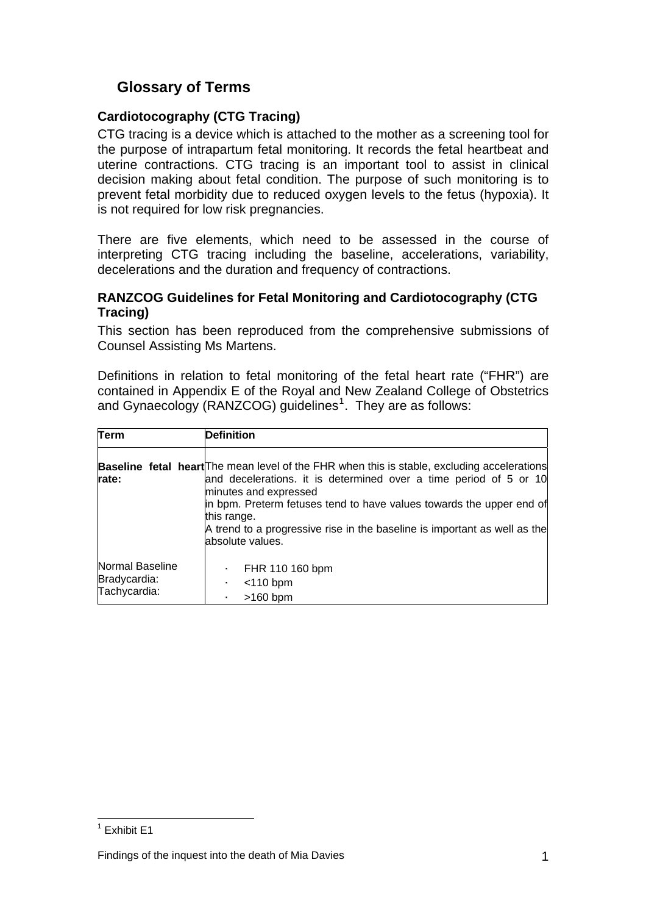## Glossary of Terms

### Cardiotocography (CTG Tracing)

CTG tracing is a device which is attached to the mother as a screening tool for the purpose of intrapartum fetal monitoring. It records the fetal heartbeat and uterine contractions. CTG tracing is an important tool to assist in clinical decision making about fetal condition. The purpose of such monitoring is to prevent fetal morbidity due to reduced oxygen levels to the fetus (hypoxia). It is not required for low risk pregnancies.

There are five elements, which need to be assessed in the course of interpreting CTG tracing including the baseline, accelerations, variability, decelerations and the duration and frequency of contractions.

### RANZCOG Guidelines for Fetal Monitoring and Cardiotocography (CTG Tracing)

This section has been reproduced from the comprehensive submissions of Counsel Assisting Ms Martens.

Definitions in relation to fetal monitoring of the fetal heart rate ("FHR") are contained in Appendix E of the Royal and New Zealand College of Obstetrics and Gynaecology (RANZCOG) guidelines[1]. They are as follows:

| Term | Definition |
|---|---|
| **Baseline fetal heart rate:** | The mean level of the FHR when this is stable, excluding accelerations and decelerations. it is determined over a time period of 5 or 10 minutes and expressed in bpm. Preterm fetuses tend to have values towards the upper end of this range. A trend to a progressive rise in the baseline is important as well as the absolute values. |
| Normal Baseline<br>Bradycardia:<br>Tachycardia: | · FHR 110 160 bpm<br>· <110 bpm<br>· >160 bpm |

[1] Exhibit E1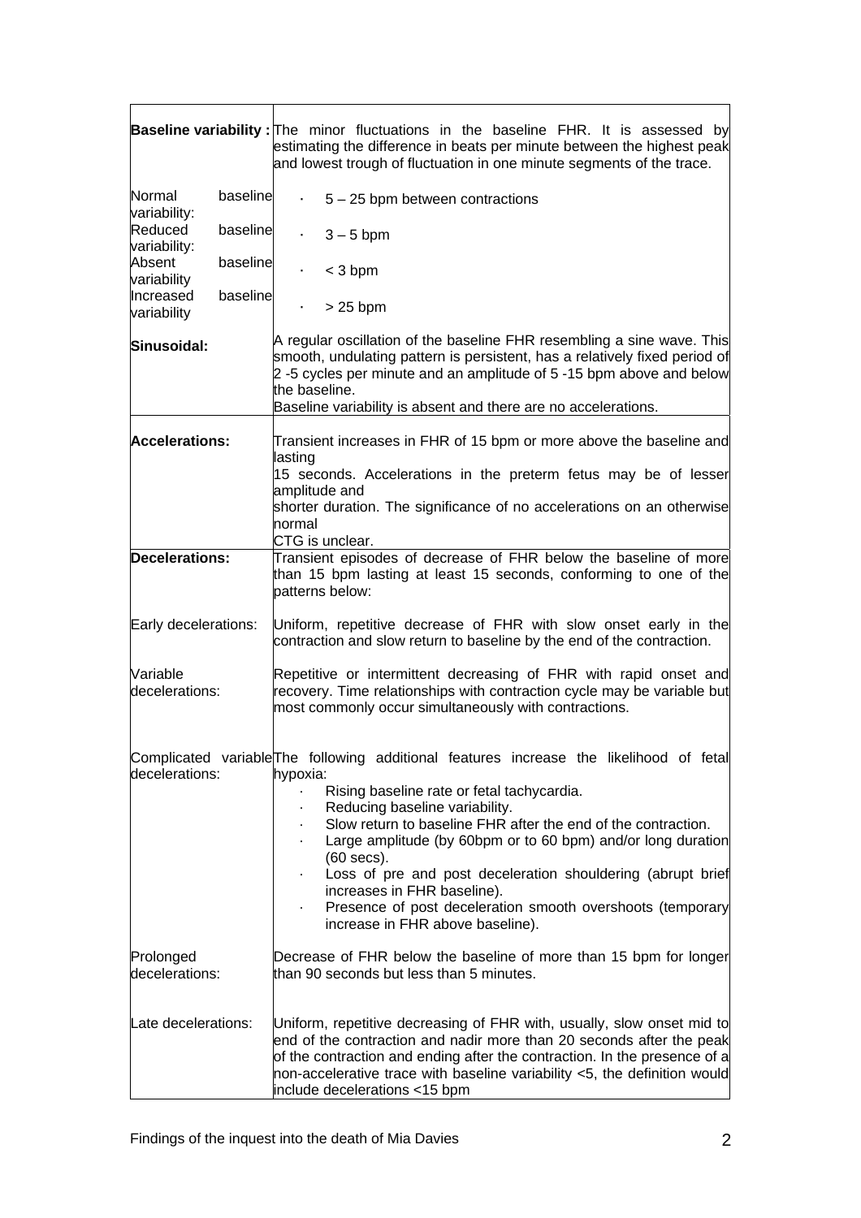| | |
|---|---|
| **Baseline variability :** | The minor fluctuations in the baseline FHR. It is assessed by estimating the difference in beats per minute between the highest peak and lowest trough of fluctuation in one minute segments of the trace. |
| Normal baseline variability: | · 5 – 25 bpm between contractions |
| Reduced baseline variability: | · 3 – 5 bpm |
| Absent baseline variability | · < 3 bpm |
| Increased baseline variability | · > 25 bpm |
| **Sinusoidal:** | A regular oscillation of the baseline FHR resembling a sine wave. This smooth, undulating pattern is persistent, has a relatively fixed period of 2 -5 cycles per minute and an amplitude of 5 -15 bpm above and below the baseline.<br>Baseline variability is absent and there are no accelerations. |
| **Accelerations:** | Transient increases in FHR of 15 bpm or more above the baseline and lasting<br>15 seconds. Accelerations in the preterm fetus may be of lesser amplitude and<br>shorter duration. The significance of no accelerations on an otherwise normal<br>CTG is unclear. |
| **Decelerations:** | Transient episodes of decrease of FHR below the baseline of more than 15 bpm lasting at least 15 seconds, conforming to one of the patterns below: |
| Early decelerations: | Uniform, repetitive decrease of FHR with slow onset early in the contraction and slow return to baseline by the end of the contraction. |
| Variable decelerations: | Repetitive or intermittent decreasing of FHR with rapid onset and recovery. Time relationships with contraction cycle may be variable but most commonly occur simultaneously with contractions. |
| Complicated variable decelerations: | The following additional features increase the likelihood of fetal hypoxia:<br>· Rising baseline rate or fetal tachycardia.<br>· Reducing baseline variability.<br>· Slow return to baseline FHR after the end of the contraction.<br>· Large amplitude (by 60bpm or to 60 bpm) and/or long duration (60 secs).<br>· Loss of pre and post deceleration shouldering (abrupt brief increases in FHR baseline).<br>· Presence of post deceleration smooth overshoots (temporary increase in FHR above baseline). |
| Prolonged decelerations: | Decrease of FHR below the baseline of more than 15 bpm for longer than 90 seconds but less than 5 minutes. |
| Late decelerations: | Uniform, repetitive decreasing of FHR with, usually, slow onset mid to end of the contraction and nadir more than 20 seconds after the peak of the contraction and ending after the contraction. In the presence of a non-accelerative trace with baseline variability <5, the definition would include decelerations <15 bpm |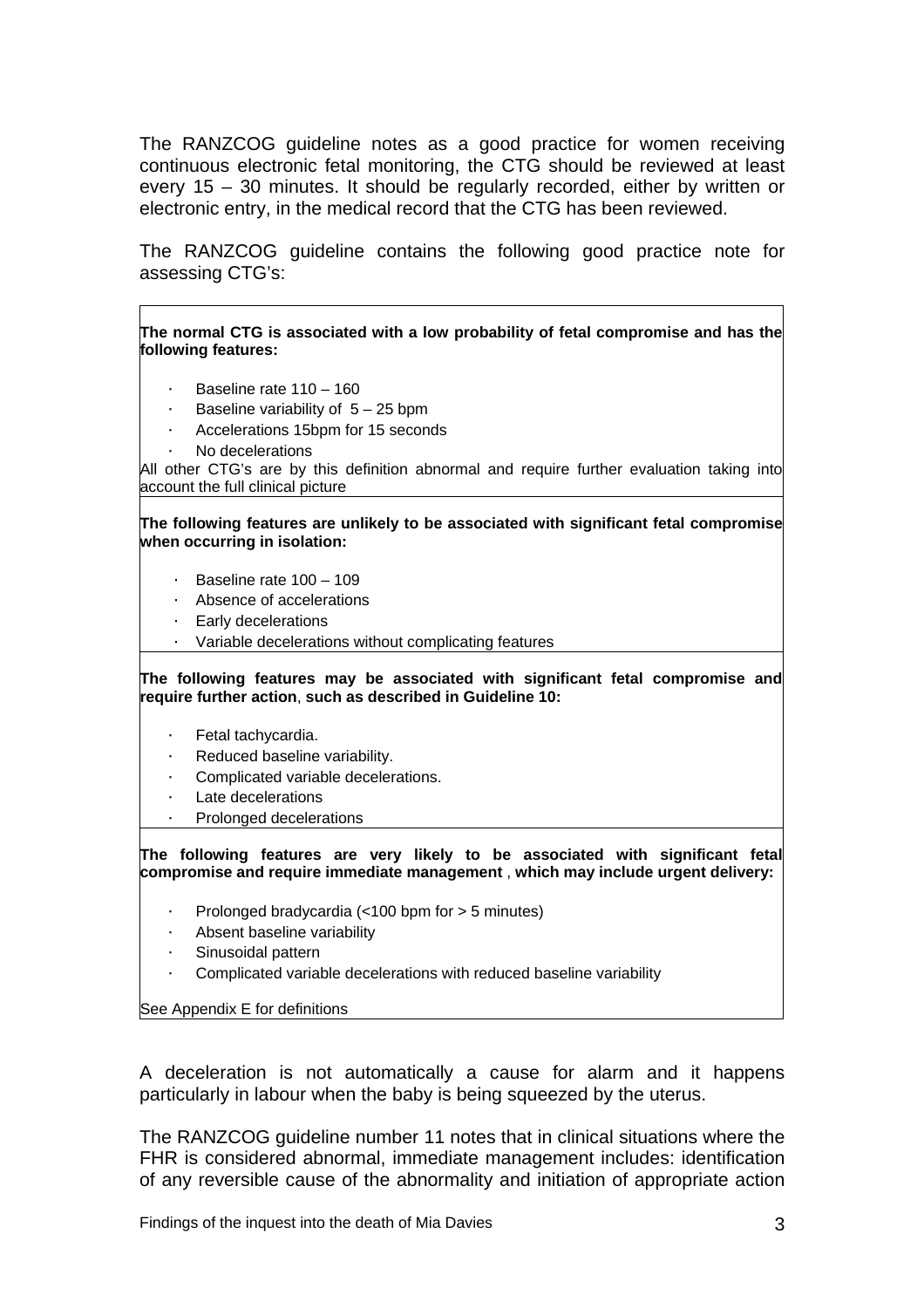The RANZCOG guideline notes as a good practice for women receiving continuous electronic fetal monitoring, the CTG should be reviewed at least every 15 – 30 minutes. It should be regularly recorded, either by written or electronic entry, in the medical record that the CTG has been reviewed.

The RANZCOG guideline contains the following good practice note for assessing CTG's:

**The normal CTG is associated with a low probability of fetal compromise and has the following features:**

- Baseline rate 110 – 160
- Baseline variability of 5 – 25 bpm
- Accelerations 15bpm for 15 seconds
- No decelerations

All other CTG's are by this definition abnormal and require further evaluation taking into account the full clinical picture

**The following features are unlikely to be associated with significant fetal compromise when occurring in isolation:**

- Baseline rate 100 – 109
- Absence of accelerations
- Early decelerations
- Variable decelerations without complicating features

**The following features may be associated with significant fetal compromise and require further action, such as described in Guideline 10:**

- Fetal tachycardia.
- Reduced baseline variability.
- Complicated variable decelerations.
- Late decelerations
- Prolonged decelerations

**The following features are very likely to be associated with significant fetal compromise and require immediate management , which may include urgent delivery:**

- Prolonged bradycardia (<100 bpm for > 5 minutes)
- Absent baseline variability
- Sinusoidal pattern
- Complicated variable decelerations with reduced baseline variability

See Appendix E for definitions

A deceleration is not automatically a cause for alarm and it happens particularly in labour when the baby is being squeezed by the uterus.

The RANZCOG guideline number 11 notes that in clinical situations where the FHR is considered abnormal, immediate management includes: identification of any reversible cause of the abnormality and initiation of appropriate action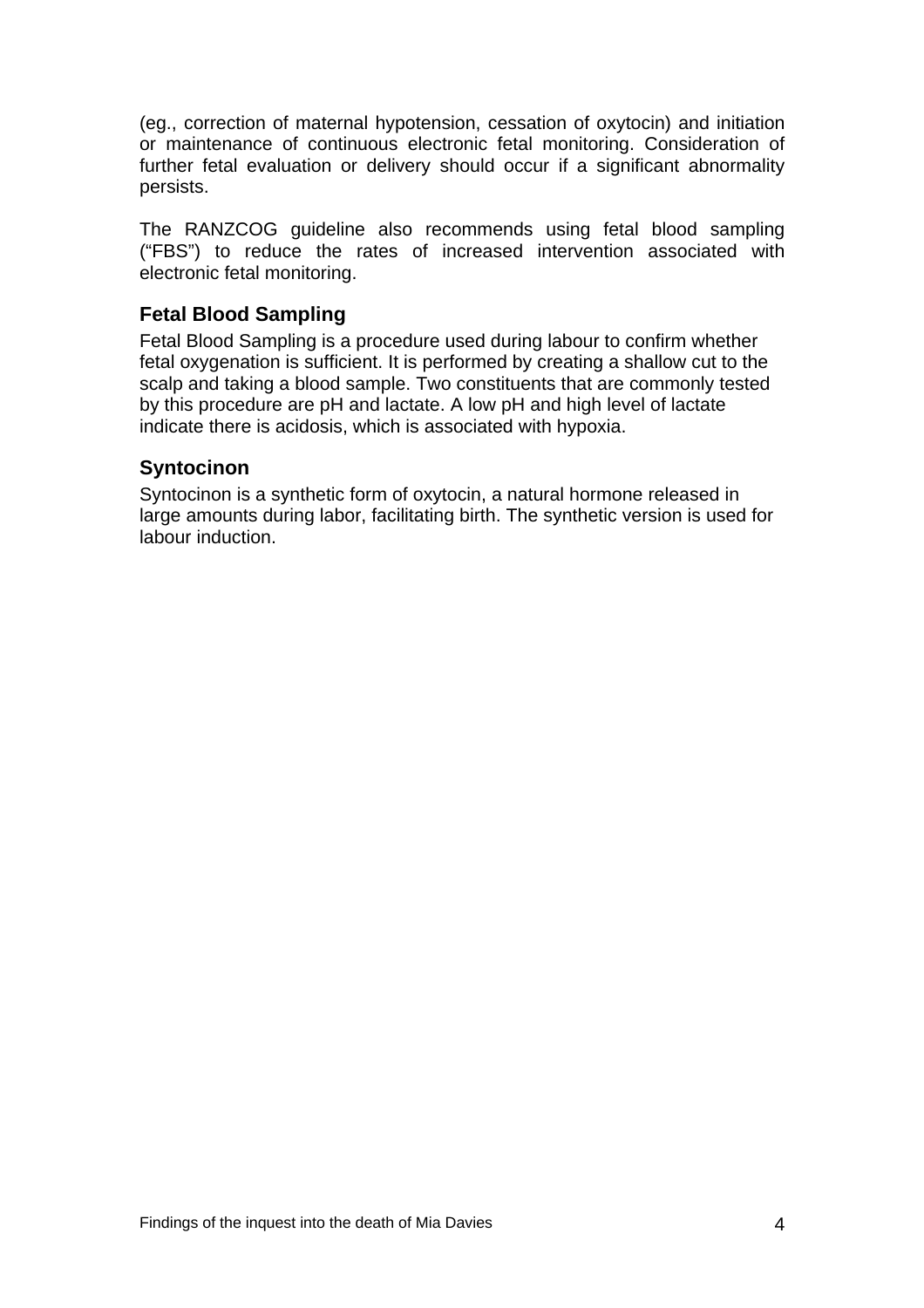(eg., correction of maternal hypotension, cessation of oxytocin) and initiation or maintenance of continuous electronic fetal monitoring. Consideration of further fetal evaluation or delivery should occur if a significant abnormality persists.

The RANZCOG guideline also recommends using fetal blood sampling ("FBS") to reduce the rates of increased intervention associated with electronic fetal monitoring.

### Fetal Blood Sampling

Fetal Blood Sampling is a procedure used during labour to confirm whether fetal oxygenation is sufficient. It is performed by creating a shallow cut to the scalp and taking a blood sample. Two constituents that are commonly tested by this procedure are pH and lactate. A low pH and high level of lactate indicate there is acidosis, which is associated with hypoxia.

### Syntocinon

Syntocinon is a synthetic form of oxytocin, a natural hormone released in large amounts during labor, facilitating birth. The synthetic version is used for labour induction.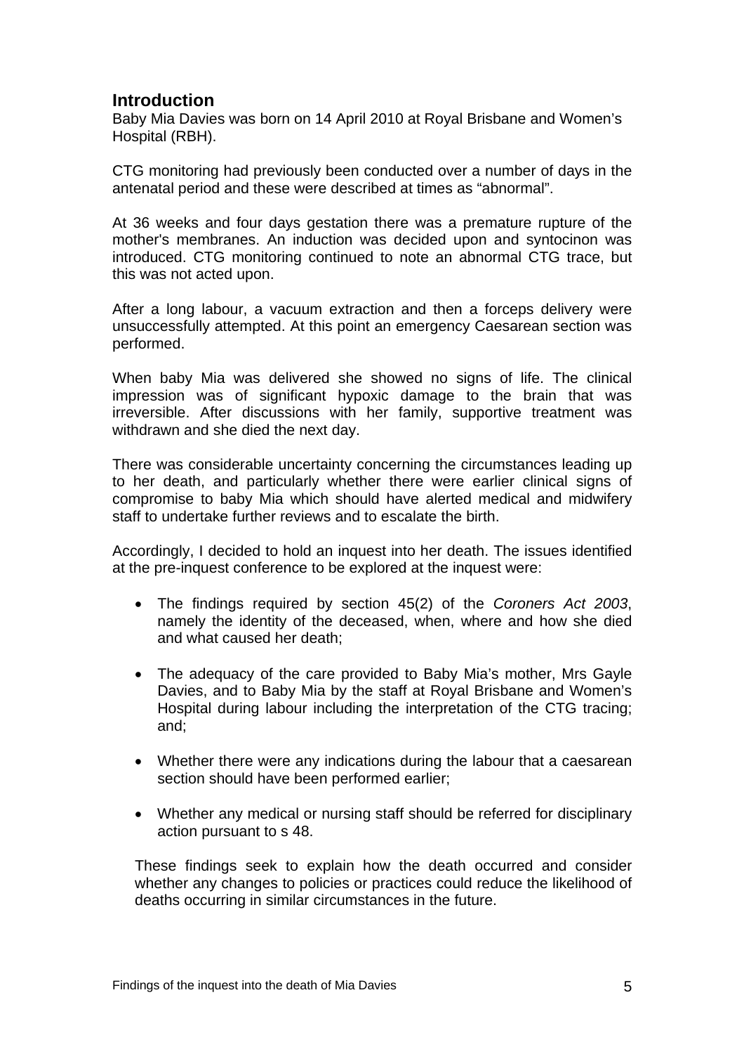## Introduction

Baby Mia Davies was born on 14 April 2010 at Royal Brisbane and Women's Hospital (RBH).

CTG monitoring had previously been conducted over a number of days in the antenatal period and these were described at times as "abnormal".

At 36 weeks and four days gestation there was a premature rupture of the mother's membranes. An induction was decided upon and syntocinon was introduced. CTG monitoring continued to note an abnormal CTG trace, but this was not acted upon.

After a long labour, a vacuum extraction and then a forceps delivery were unsuccessfully attempted. At this point an emergency Caesarean section was performed.

When baby Mia was delivered she showed no signs of life. The clinical impression was of significant hypoxic damage to the brain that was irreversible. After discussions with her family, supportive treatment was withdrawn and she died the next day.

There was considerable uncertainty concerning the circumstances leading up to her death, and particularly whether there were earlier clinical signs of compromise to baby Mia which should have alerted medical and midwifery staff to undertake further reviews and to escalate the birth.

Accordingly, I decided to hold an inquest into her death. The issues identified at the pre-inquest conference to be explored at the inquest were:

- The findings required by section 45(2) of the *Coroners Act 2003*, namely the identity of the deceased, when, where and how she died and what caused her death;
- The adequacy of the care provided to Baby Mia's mother, Mrs Gayle Davies, and to Baby Mia by the staff at Royal Brisbane and Women's Hospital during labour including the interpretation of the CTG tracing; and;
- Whether there were any indications during the labour that a caesarean section should have been performed earlier;
- Whether any medical or nursing staff should be referred for disciplinary action pursuant to s 48.

These findings seek to explain how the death occurred and consider whether any changes to policies or practices could reduce the likelihood of deaths occurring in similar circumstances in the future.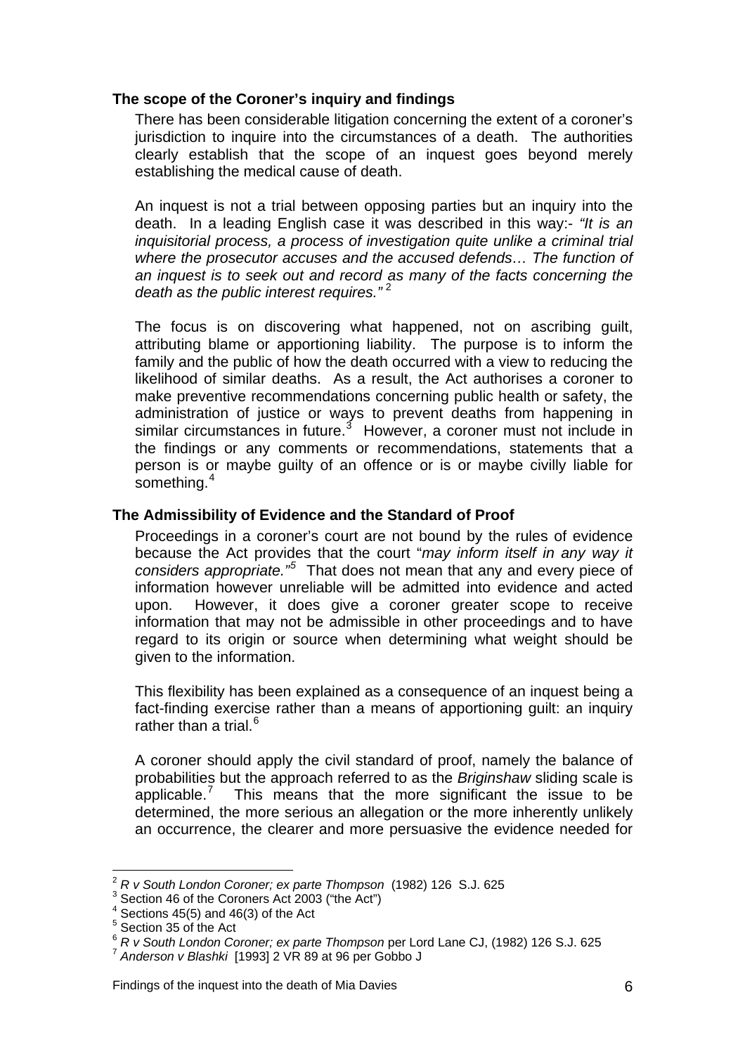### The scope of the Coroner's inquiry and findings

There has been considerable litigation concerning the extent of a coroner's jurisdiction to inquire into the circumstances of a death. The authorities clearly establish that the scope of an inquest goes beyond merely establishing the medical cause of death.

An inquest is not a trial between opposing parties but an inquiry into the death. In a leading English case it was described in this way:- *"It is an inquisitorial process, a process of investigation quite unlike a criminal trial where the prosecutor accuses and the accused defends… The function of an inquest is to seek out and record as many of the facts concerning the death as the public interest requires."* [2]

The focus is on discovering what happened, not on ascribing guilt, attributing blame or apportioning liability. The purpose is to inform the family and the public of how the death occurred with a view to reducing the likelihood of similar deaths. As a result, the Act authorises a coroner to make preventive recommendations concerning public health or safety, the administration of justice or ways to prevent deaths from happening in similar circumstances in future.[3] However, a coroner must not include in the findings or any comments or recommendations, statements that a person is or maybe guilty of an offence or is or maybe civilly liable for something.[4]

### The Admissibility of Evidence and the Standard of Proof

Proceedings in a coroner's court are not bound by the rules of evidence because the Act provides that the court "*may inform itself in any way it considers appropriate."*[5] That does not mean that any and every piece of information however unreliable will be admitted into evidence and acted upon. However, it does give a coroner greater scope to receive information that may not be admissible in other proceedings and to have regard to its origin or source when determining what weight should be given to the information.

This flexibility has been explained as a consequence of an inquest being a fact-finding exercise rather than a means of apportioning guilt: an inquiry rather than a trial.[6]

A coroner should apply the civil standard of proof, namely the balance of probabilities but the approach referred to as the *Briginshaw* sliding scale is applicable.[7] This means that the more significant the issue to be determined, the more serious an allegation or the more inherently unlikely an occurrence, the clearer and more persuasive the evidence needed for

---

[2] *R v South London Coroner; ex parte Thompson* (1982) 126 S.J. 625

[3] Section 46 of the Coroners Act 2003 ("the Act")

[4] Sections 45(5) and 46(3) of the Act

[5] Section 35 of the Act

[6] *R v South London Coroner; ex parte Thompson* per Lord Lane CJ, (1982) 126 S.J. 625

[7] *Anderson v Blashki* [1993] 2 VR 89 at 96 per Gobbo J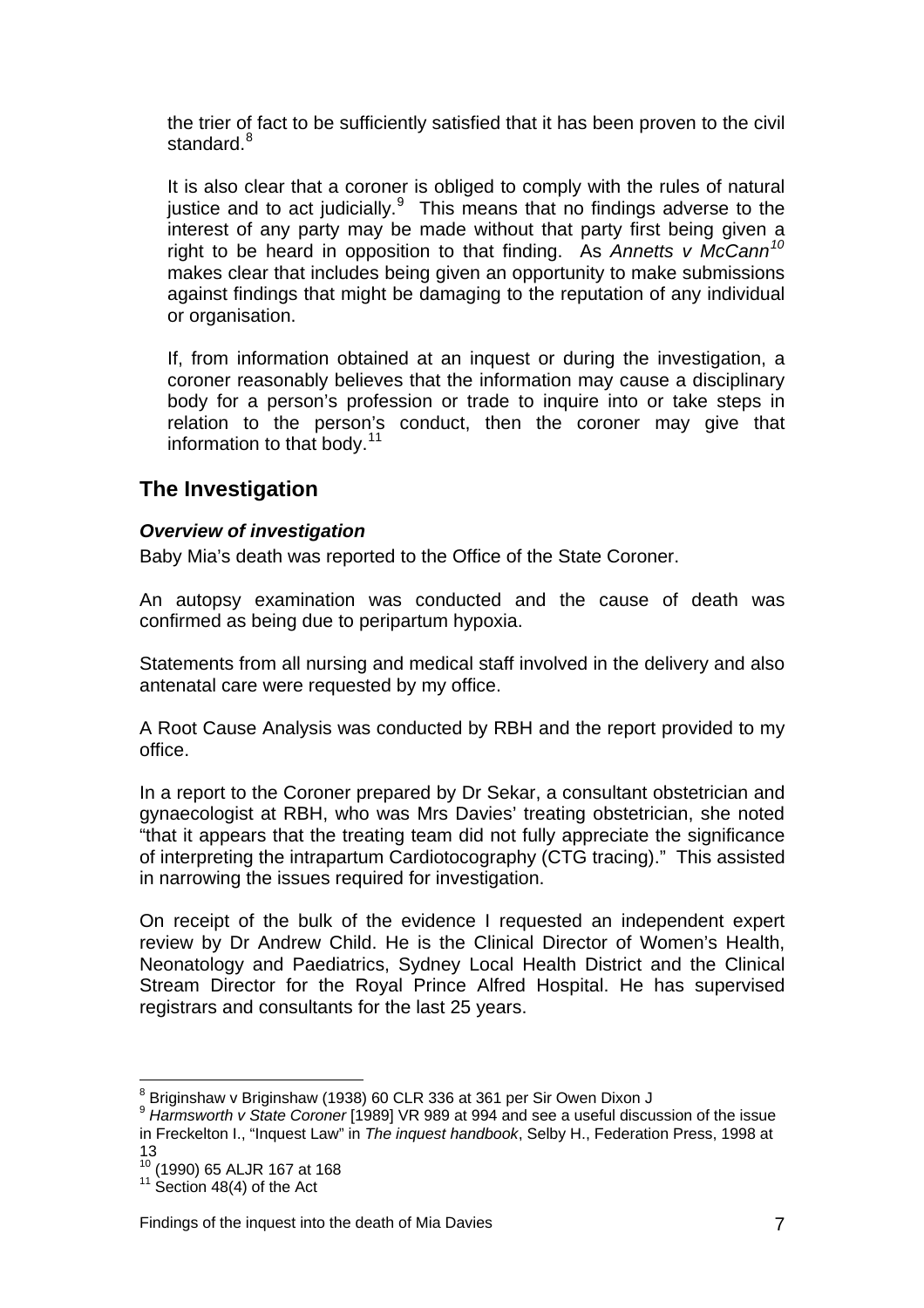the trier of fact to be sufficiently satisfied that it has been proven to the civil standard.[8]

It is also clear that a coroner is obliged to comply with the rules of natural justice and to act judicially.[9] This means that no findings adverse to the interest of any party may be made without that party first being given a right to be heard in opposition to that finding. As *Annetts v McCann*[10] makes clear that includes being given an opportunity to make submissions against findings that might be damaging to the reputation of any individual or organisation.

If, from information obtained at an inquest or during the investigation, a coroner reasonably believes that the information may cause a disciplinary body for a person's profession or trade to inquire into or take steps in relation to the person's conduct, then the coroner may give that information to that body.[11]

## The Investigation

### *Overview of investigation*

Baby Mia's death was reported to the Office of the State Coroner.

An autopsy examination was conducted and the cause of death was confirmed as being due to peripartum hypoxia.

Statements from all nursing and medical staff involved in the delivery and also antenatal care were requested by my office.

A Root Cause Analysis was conducted by RBH and the report provided to my office.

In a report to the Coroner prepared by Dr Sekar, a consultant obstetrician and gynaecologist at RBH, who was Mrs Davies' treating obstetrician, she noted "that it appears that the treating team did not fully appreciate the significance of interpreting the intrapartum Cardiotocography (CTG tracing)." This assisted in narrowing the issues required for investigation.

On receipt of the bulk of the evidence I requested an independent expert review by Dr Andrew Child. He is the Clinical Director of Women's Health, Neonatology and Paediatrics, Sydney Local Health District and the Clinical Stream Director for the Royal Prince Alfred Hospital. He has supervised registrars and consultants for the last 25 years.

---

[8] Briginshaw v Briginshaw (1938) 60 CLR 336 at 361 per Sir Owen Dixon J
[9] *Harmsworth v State Coroner* [1989] VR 989 at 994 and see a useful discussion of the issue in Freckelton I., "Inquest Law" in *The inquest handbook*, Selby H., Federation Press, 1998 at 13
[10] (1990) 65 ALJR 167 at 168
[11] Section 48(4) of the Act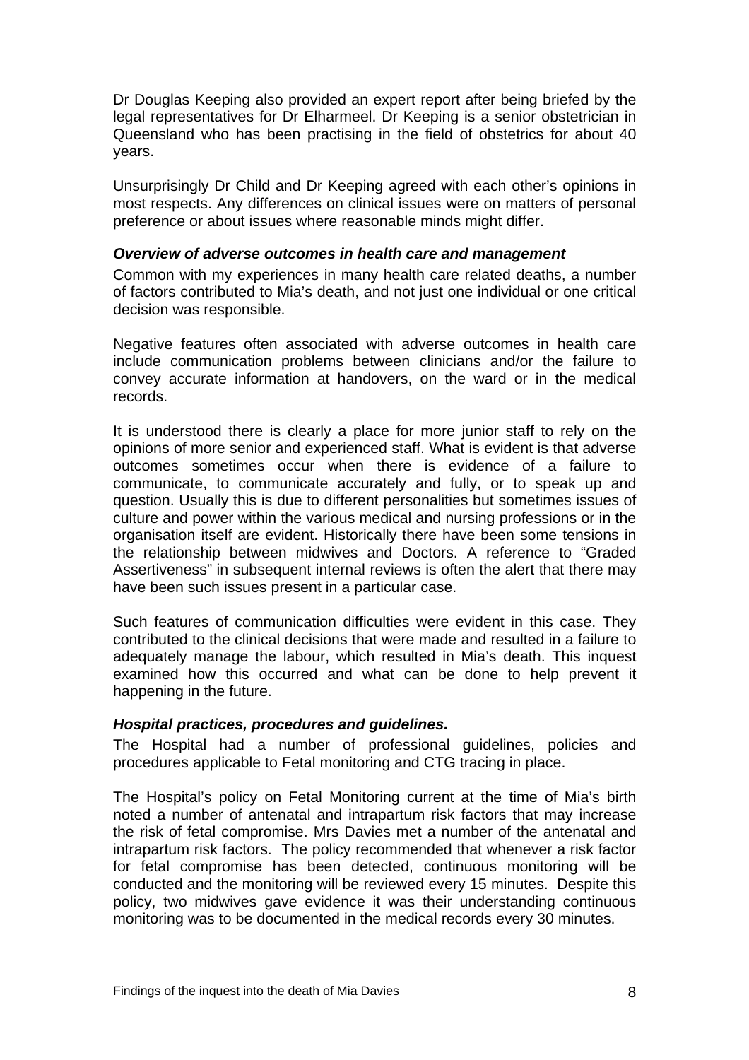Dr Douglas Keeping also provided an expert report after being briefed by the legal representatives for Dr Elharmeel. Dr Keeping is a senior obstetrician in Queensland who has been practising in the field of obstetrics for about 40 years.

Unsurprisingly Dr Child and Dr Keeping agreed with each other's opinions in most respects. Any differences on clinical issues were on matters of personal preference or about issues where reasonable minds might differ.

### *Overview of adverse outcomes in health care and management*

Common with my experiences in many health care related deaths, a number of factors contributed to Mia's death, and not just one individual or one critical decision was responsible.

Negative features often associated with adverse outcomes in health care include communication problems between clinicians and/or the failure to convey accurate information at handovers, on the ward or in the medical records.

It is understood there is clearly a place for more junior staff to rely on the opinions of more senior and experienced staff. What is evident is that adverse outcomes sometimes occur when there is evidence of a failure to communicate, to communicate accurately and fully, or to speak up and question. Usually this is due to different personalities but sometimes issues of culture and power within the various medical and nursing professions or in the organisation itself are evident. Historically there have been some tensions in the relationship between midwives and Doctors. A reference to "Graded Assertiveness" in subsequent internal reviews is often the alert that there may have been such issues present in a particular case.

Such features of communication difficulties were evident in this case. They contributed to the clinical decisions that were made and resulted in a failure to adequately manage the labour, which resulted in Mia's death. This inquest examined how this occurred and what can be done to help prevent it happening in the future.

### *Hospital practices, procedures and guidelines.*

The Hospital had a number of professional guidelines, policies and procedures applicable to Fetal monitoring and CTG tracing in place.

The Hospital's policy on Fetal Monitoring current at the time of Mia's birth noted a number of antenatal and intrapartum risk factors that may increase the risk of fetal compromise. Mrs Davies met a number of the antenatal and intrapartum risk factors. The policy recommended that whenever a risk factor for fetal compromise has been detected, continuous monitoring will be conducted and the monitoring will be reviewed every 15 minutes. Despite this policy, two midwives gave evidence it was their understanding continuous monitoring was to be documented in the medical records every 30 minutes.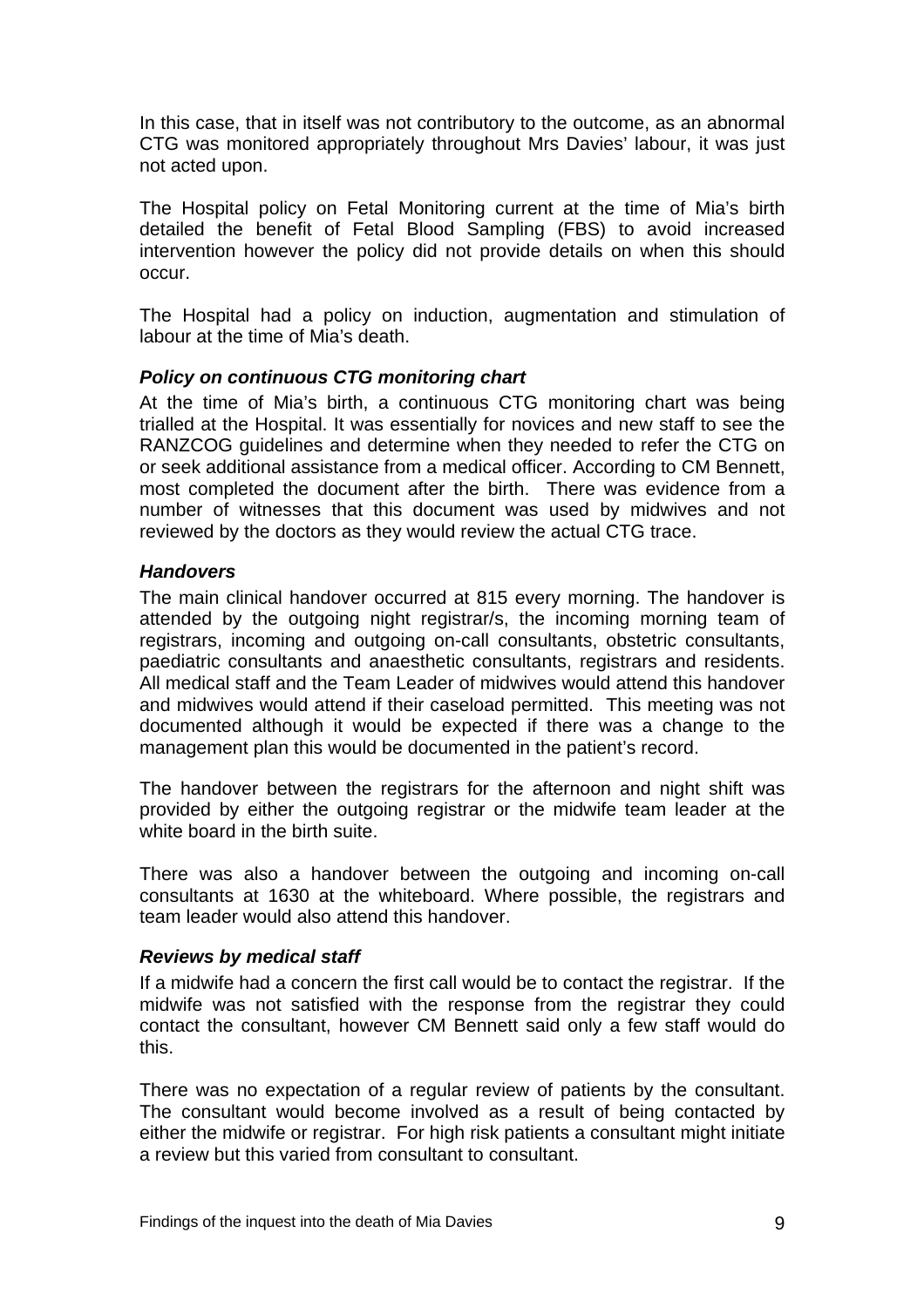In this case, that in itself was not contributory to the outcome, as an abnormal CTG was monitored appropriately throughout Mrs Davies' labour, it was just not acted upon.

The Hospital policy on Fetal Monitoring current at the time of Mia's birth detailed the benefit of Fetal Blood Sampling (FBS) to avoid increased intervention however the policy did not provide details on when this should occur.

The Hospital had a policy on induction, augmentation and stimulation of labour at the time of Mia's death.

***Policy on continuous CTG monitoring chart***

At the time of Mia's birth, a continuous CTG monitoring chart was being trialled at the Hospital. It was essentially for novices and new staff to see the RANZCOG guidelines and determine when they needed to refer the CTG on or seek additional assistance from a medical officer. According to CM Bennett, most completed the document after the birth. There was evidence from a number of witnesses that this document was used by midwives and not reviewed by the doctors as they would review the actual CTG trace.

***Handovers***

The main clinical handover occurred at 815 every morning. The handover is attended by the outgoing night registrar/s, the incoming morning team of registrars, incoming and outgoing on-call consultants, obstetric consultants, paediatric consultants and anaesthetic consultants, registrars and residents. All medical staff and the Team Leader of midwives would attend this handover and midwives would attend if their caseload permitted. This meeting was not documented although it would be expected if there was a change to the management plan this would be documented in the patient's record.

The handover between the registrars for the afternoon and night shift was provided by either the outgoing registrar or the midwife team leader at the white board in the birth suite.

There was also a handover between the outgoing and incoming on-call consultants at 1630 at the whiteboard. Where possible, the registrars and team leader would also attend this handover.

***Reviews by medical staff***

If a midwife had a concern the first call would be to contact the registrar. If the midwife was not satisfied with the response from the registrar they could contact the consultant, however CM Bennett said only a few staff would do this.

There was no expectation of a regular review of patients by the consultant. The consultant would become involved as a result of being contacted by either the midwife or registrar. For high risk patients a consultant might initiate a review but this varied from consultant to consultant.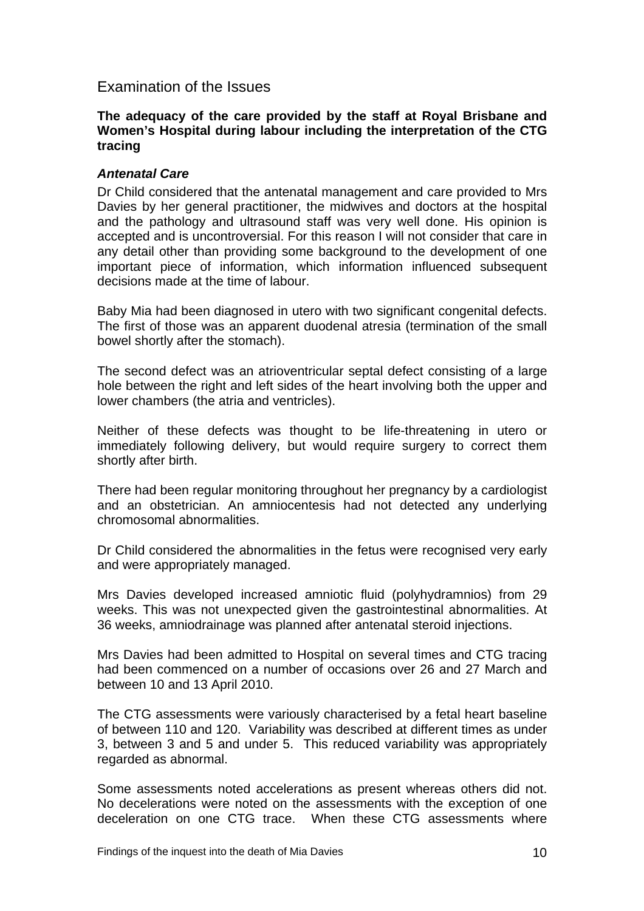## Examination of the Issues

**The adequacy of the care provided by the staff at Royal Brisbane and Women's Hospital during labour including the interpretation of the CTG tracing**

### *Antenatal Care*

Dr Child considered that the antenatal management and care provided to Mrs Davies by her general practitioner, the midwives and doctors at the hospital and the pathology and ultrasound staff was very well done. His opinion is accepted and is uncontroversial. For this reason I will not consider that care in any detail other than providing some background to the development of one important piece of information, which information influenced subsequent decisions made at the time of labour.

Baby Mia had been diagnosed in utero with two significant congenital defects. The first of those was an apparent duodenal atresia (termination of the small bowel shortly after the stomach).

The second defect was an atrioventricular septal defect consisting of a large hole between the right and left sides of the heart involving both the upper and lower chambers (the atria and ventricles).

Neither of these defects was thought to be life-threatening in utero or immediately following delivery, but would require surgery to correct them shortly after birth.

There had been regular monitoring throughout her pregnancy by a cardiologist and an obstetrician. An amniocentesis had not detected any underlying chromosomal abnormalities.

Dr Child considered the abnormalities in the fetus were recognised very early and were appropriately managed.

Mrs Davies developed increased amniotic fluid (polyhydramnios) from 29 weeks. This was not unexpected given the gastrointestinal abnormalities. At 36 weeks, amniodrainage was planned after antenatal steroid injections.

Mrs Davies had been admitted to Hospital on several times and CTG tracing had been commenced on a number of occasions over 26 and 27 March and between 10 and 13 April 2010.

The CTG assessments were variously characterised by a fetal heart baseline of between 110 and 120. Variability was described at different times as under 3, between 3 and 5 and under 5. This reduced variability was appropriately regarded as abnormal.

Some assessments noted accelerations as present whereas others did not. No decelerations were noted on the assessments with the exception of one deceleration on one CTG trace. When these CTG assessments where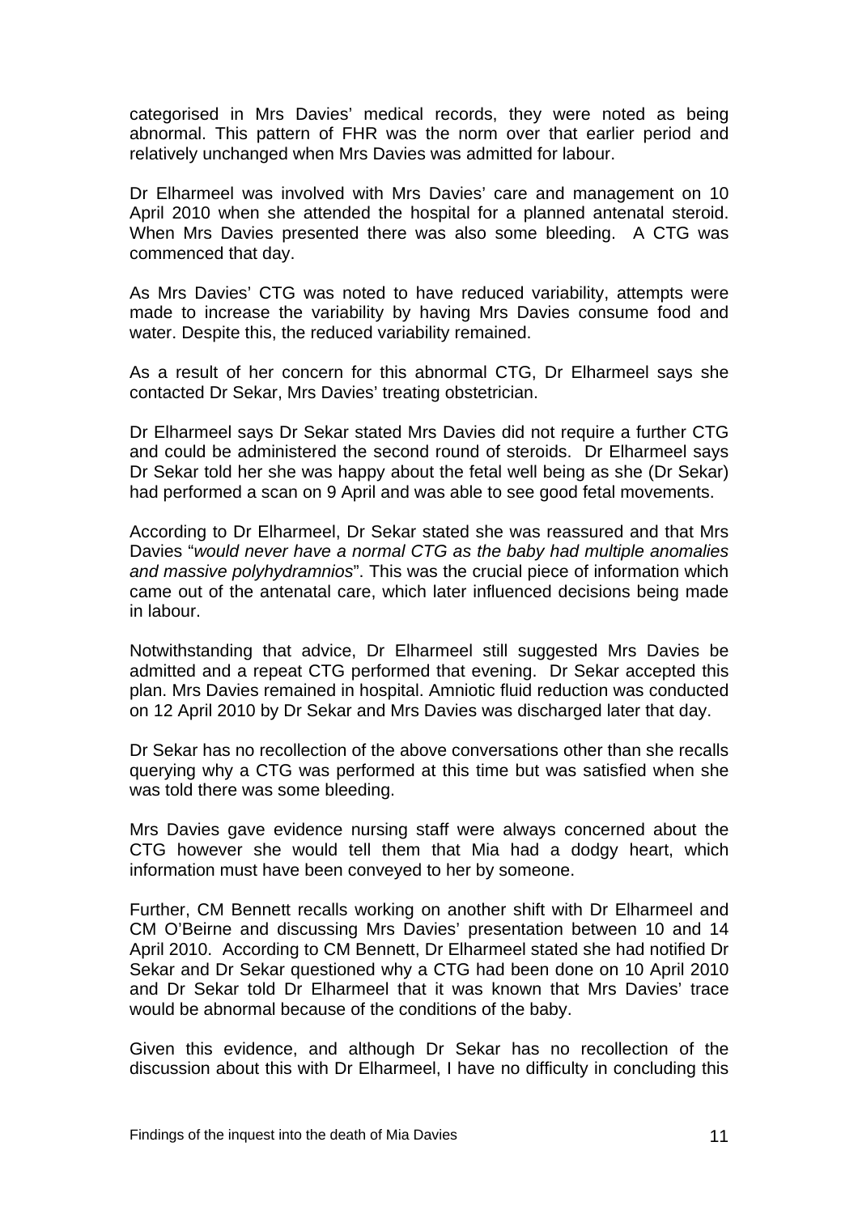categorised in Mrs Davies' medical records, they were noted as being abnormal. This pattern of FHR was the norm over that earlier period and relatively unchanged when Mrs Davies was admitted for labour.

Dr Elharmeel was involved with Mrs Davies' care and management on 10 April 2010 when she attended the hospital for a planned antenatal steroid. When Mrs Davies presented there was also some bleeding. A CTG was commenced that day.

As Mrs Davies' CTG was noted to have reduced variability, attempts were made to increase the variability by having Mrs Davies consume food and water. Despite this, the reduced variability remained.

As a result of her concern for this abnormal CTG, Dr Elharmeel says she contacted Dr Sekar, Mrs Davies' treating obstetrician.

Dr Elharmeel says Dr Sekar stated Mrs Davies did not require a further CTG and could be administered the second round of steroids. Dr Elharmeel says Dr Sekar told her she was happy about the fetal well being as she (Dr Sekar) had performed a scan on 9 April and was able to see good fetal movements.

According to Dr Elharmeel, Dr Sekar stated she was reassured and that Mrs Davies "*would never have a normal CTG as the baby had multiple anomalies and massive polyhydramnios*". This was the crucial piece of information which came out of the antenatal care, which later influenced decisions being made in labour.

Notwithstanding that advice, Dr Elharmeel still suggested Mrs Davies be admitted and a repeat CTG performed that evening. Dr Sekar accepted this plan. Mrs Davies remained in hospital. Amniotic fluid reduction was conducted on 12 April 2010 by Dr Sekar and Mrs Davies was discharged later that day.

Dr Sekar has no recollection of the above conversations other than she recalls querying why a CTG was performed at this time but was satisfied when she was told there was some bleeding.

Mrs Davies gave evidence nursing staff were always concerned about the CTG however she would tell them that Mia had a dodgy heart, which information must have been conveyed to her by someone.

Further, CM Bennett recalls working on another shift with Dr Elharmeel and CM O'Beirne and discussing Mrs Davies' presentation between 10 and 14 April 2010. According to CM Bennett, Dr Elharmeel stated she had notified Dr Sekar and Dr Sekar questioned why a CTG had been done on 10 April 2010 and Dr Sekar told Dr Elharmeel that it was known that Mrs Davies' trace would be abnormal because of the conditions of the baby.

Given this evidence, and although Dr Sekar has no recollection of the discussion about this with Dr Elharmeel, I have no difficulty in concluding this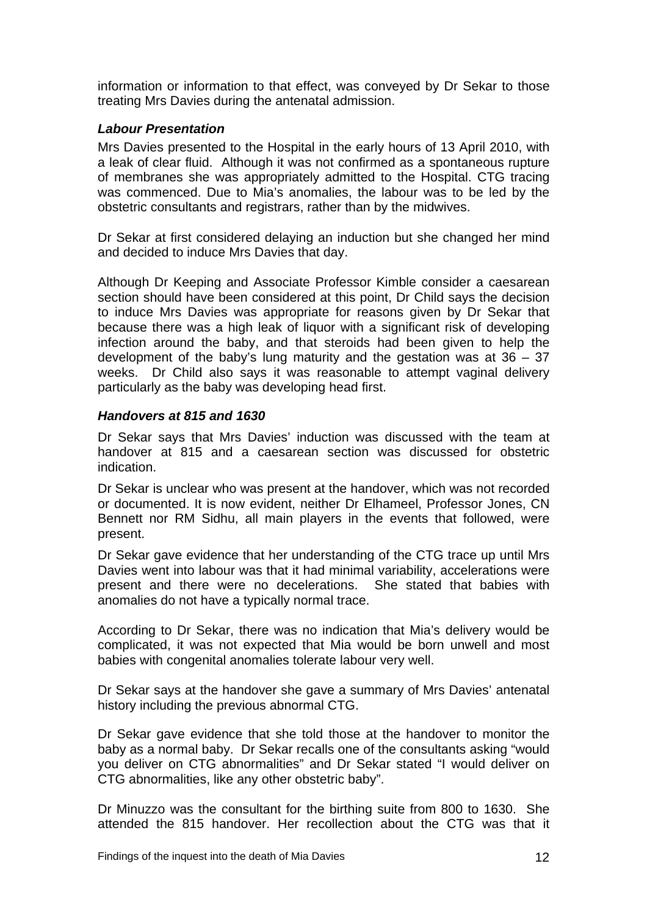information or information to that effect, was conveyed by Dr Sekar to those treating Mrs Davies during the antenatal admission.

### *Labour Presentation*

Mrs Davies presented to the Hospital in the early hours of 13 April 2010, with a leak of clear fluid. Although it was not confirmed as a spontaneous rupture of membranes she was appropriately admitted to the Hospital. CTG tracing was commenced. Due to Mia's anomalies, the labour was to be led by the obstetric consultants and registrars, rather than by the midwives.

Dr Sekar at first considered delaying an induction but she changed her mind and decided to induce Mrs Davies that day.

Although Dr Keeping and Associate Professor Kimble consider a caesarean section should have been considered at this point, Dr Child says the decision to induce Mrs Davies was appropriate for reasons given by Dr Sekar that because there was a high leak of liquor with a significant risk of developing infection around the baby, and that steroids had been given to help the development of the baby's lung maturity and the gestation was at 36 – 37 weeks. Dr Child also says it was reasonable to attempt vaginal delivery particularly as the baby was developing head first.

### *Handovers at 815 and 1630*

Dr Sekar says that Mrs Davies' induction was discussed with the team at handover at 815 and a caesarean section was discussed for obstetric indication.

Dr Sekar is unclear who was present at the handover, which was not recorded or documented. It is now evident, neither Dr Elhameel, Professor Jones, CN Bennett nor RM Sidhu, all main players in the events that followed, were present.

Dr Sekar gave evidence that her understanding of the CTG trace up until Mrs Davies went into labour was that it had minimal variability, accelerations were present and there were no decelerations. She stated that babies with anomalies do not have a typically normal trace.

According to Dr Sekar, there was no indication that Mia's delivery would be complicated, it was not expected that Mia would be born unwell and most babies with congenital anomalies tolerate labour very well.

Dr Sekar says at the handover she gave a summary of Mrs Davies' antenatal history including the previous abnormal CTG.

Dr Sekar gave evidence that she told those at the handover to monitor the baby as a normal baby. Dr Sekar recalls one of the consultants asking "would you deliver on CTG abnormalities" and Dr Sekar stated "I would deliver on CTG abnormalities, like any other obstetric baby".

Dr Minuzzo was the consultant for the birthing suite from 800 to 1630. She attended the 815 handover. Her recollection about the CTG was that it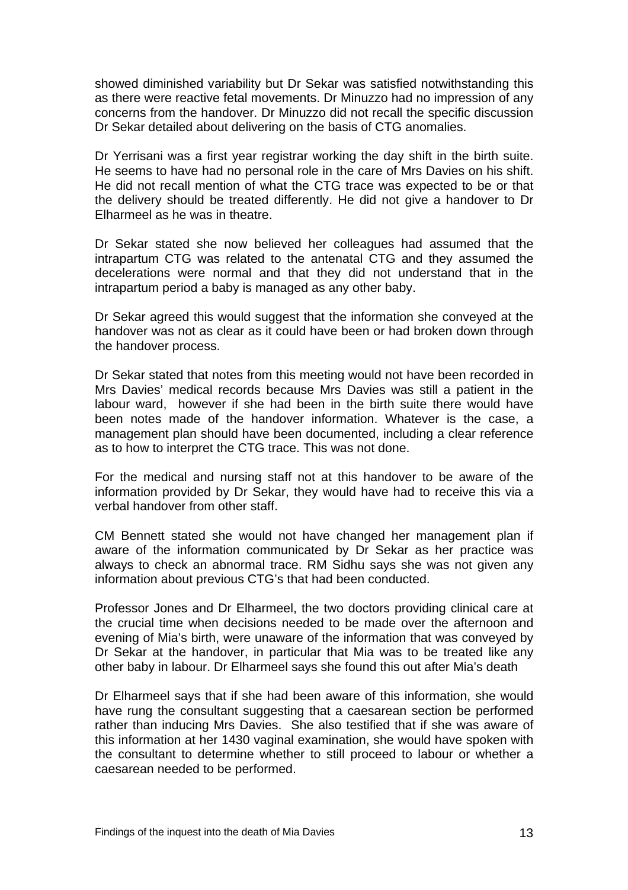showed diminished variability but Dr Sekar was satisfied notwithstanding this as there were reactive fetal movements. Dr Minuzzo had no impression of any concerns from the handover. Dr Minuzzo did not recall the specific discussion Dr Sekar detailed about delivering on the basis of CTG anomalies.

Dr Yerrisani was a first year registrar working the day shift in the birth suite. He seems to have had no personal role in the care of Mrs Davies on his shift. He did not recall mention of what the CTG trace was expected to be or that the delivery should be treated differently. He did not give a handover to Dr Elharmeel as he was in theatre.

Dr Sekar stated she now believed her colleagues had assumed that the intrapartum CTG was related to the antenatal CTG and they assumed the decelerations were normal and that they did not understand that in the intrapartum period a baby is managed as any other baby.

Dr Sekar agreed this would suggest that the information she conveyed at the handover was not as clear as it could have been or had broken down through the handover process.

Dr Sekar stated that notes from this meeting would not have been recorded in Mrs Davies' medical records because Mrs Davies was still a patient in the labour ward, however if she had been in the birth suite there would have been notes made of the handover information. Whatever is the case, a management plan should have been documented, including a clear reference as to how to interpret the CTG trace. This was not done.

For the medical and nursing staff not at this handover to be aware of the information provided by Dr Sekar, they would have had to receive this via a verbal handover from other staff.

CM Bennett stated she would not have changed her management plan if aware of the information communicated by Dr Sekar as her practice was always to check an abnormal trace. RM Sidhu says she was not given any information about previous CTG's that had been conducted.

Professor Jones and Dr Elharmeel, the two doctors providing clinical care at the crucial time when decisions needed to be made over the afternoon and evening of Mia's birth, were unaware of the information that was conveyed by Dr Sekar at the handover, in particular that Mia was to be treated like any other baby in labour. Dr Elharmeel says she found this out after Mia's death

Dr Elharmeel says that if she had been aware of this information, she would have rung the consultant suggesting that a caesarean section be performed rather than inducing Mrs Davies. She also testified that if she was aware of this information at her 1430 vaginal examination, she would have spoken with the consultant to determine whether to still proceed to labour or whether a caesarean needed to be performed.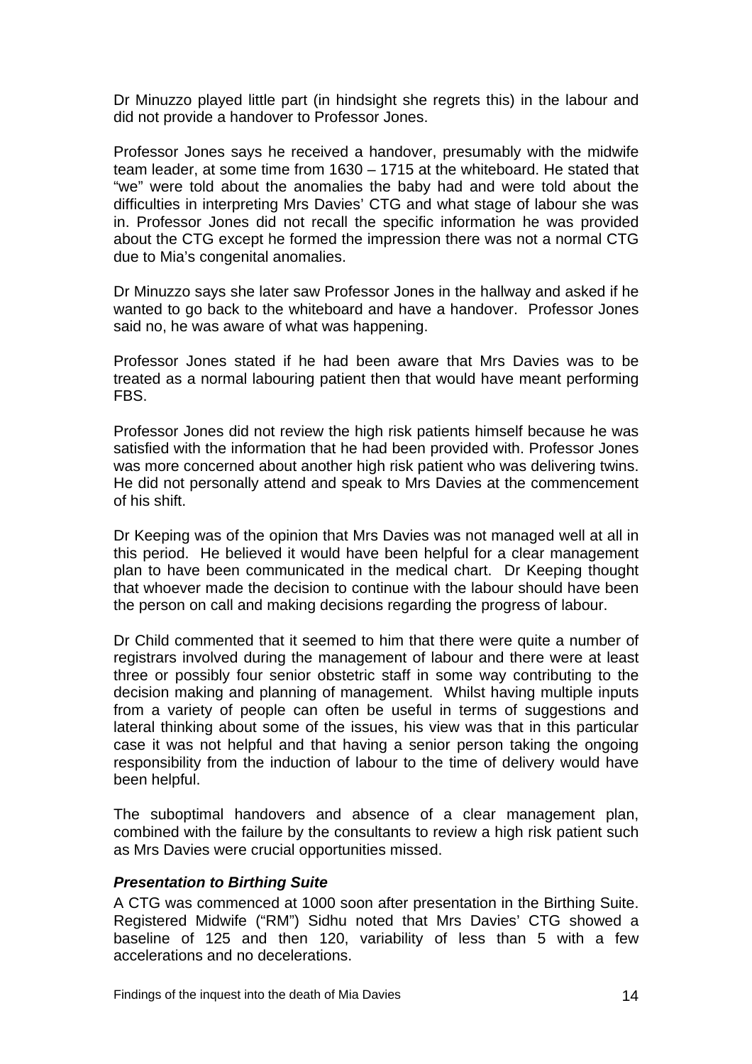Dr Minuzzo played little part (in hindsight she regrets this) in the labour and did not provide a handover to Professor Jones.

Professor Jones says he received a handover, presumably with the midwife team leader, at some time from 1630 – 1715 at the whiteboard. He stated that "we" were told about the anomalies the baby had and were told about the difficulties in interpreting Mrs Davies' CTG and what stage of labour she was in. Professor Jones did not recall the specific information he was provided about the CTG except he formed the impression there was not a normal CTG due to Mia's congenital anomalies.

Dr Minuzzo says she later saw Professor Jones in the hallway and asked if he wanted to go back to the whiteboard and have a handover. Professor Jones said no, he was aware of what was happening.

Professor Jones stated if he had been aware that Mrs Davies was to be treated as a normal labouring patient then that would have meant performing FBS.

Professor Jones did not review the high risk patients himself because he was satisfied with the information that he had been provided with. Professor Jones was more concerned about another high risk patient who was delivering twins. He did not personally attend and speak to Mrs Davies at the commencement of his shift.

Dr Keeping was of the opinion that Mrs Davies was not managed well at all in this period. He believed it would have been helpful for a clear management plan to have been communicated in the medical chart. Dr Keeping thought that whoever made the decision to continue with the labour should have been the person on call and making decisions regarding the progress of labour.

Dr Child commented that it seemed to him that there were quite a number of registrars involved during the management of labour and there were at least three or possibly four senior obstetric staff in some way contributing to the decision making and planning of management. Whilst having multiple inputs from a variety of people can often be useful in terms of suggestions and lateral thinking about some of the issues, his view was that in this particular case it was not helpful and that having a senior person taking the ongoing responsibility from the induction of labour to the time of delivery would have been helpful.

The suboptimal handovers and absence of a clear management plan, combined with the failure by the consultants to review a high risk patient such as Mrs Davies were crucial opportunities missed.

### *Presentation to Birthing Suite*

A CTG was commenced at 1000 soon after presentation in the Birthing Suite. Registered Midwife ("RM") Sidhu noted that Mrs Davies' CTG showed a baseline of 125 and then 120, variability of less than 5 with a few accelerations and no decelerations.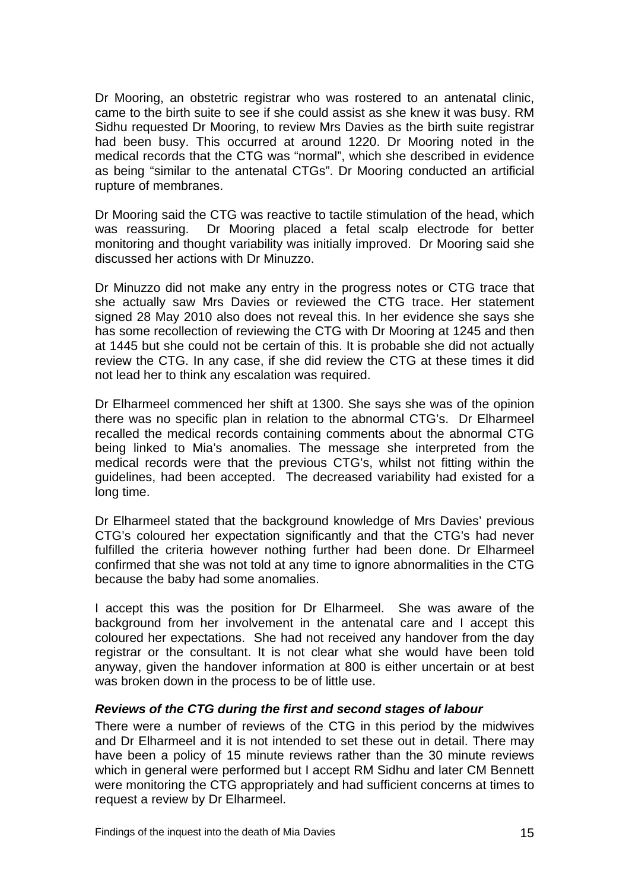Dr Mooring, an obstetric registrar who was rostered to an antenatal clinic, came to the birth suite to see if she could assist as she knew it was busy. RM Sidhu requested Dr Mooring, to review Mrs Davies as the birth suite registrar had been busy. This occurred at around 1220. Dr Mooring noted in the medical records that the CTG was "normal", which she described in evidence as being "similar to the antenatal CTGs". Dr Mooring conducted an artificial rupture of membranes.

Dr Mooring said the CTG was reactive to tactile stimulation of the head, which was reassuring. Dr Mooring placed a fetal scalp electrode for better monitoring and thought variability was initially improved. Dr Mooring said she discussed her actions with Dr Minuzzo.

Dr Minuzzo did not make any entry in the progress notes or CTG trace that she actually saw Mrs Davies or reviewed the CTG trace. Her statement signed 28 May 2010 also does not reveal this. In her evidence she says she has some recollection of reviewing the CTG with Dr Mooring at 1245 and then at 1445 but she could not be certain of this. It is probable she did not actually review the CTG. In any case, if she did review the CTG at these times it did not lead her to think any escalation was required.

Dr Elharmeel commenced her shift at 1300. She says she was of the opinion there was no specific plan in relation to the abnormal CTG's. Dr Elharmeel recalled the medical records containing comments about the abnormal CTG being linked to Mia's anomalies. The message she interpreted from the medical records were that the previous CTG's, whilst not fitting within the guidelines, had been accepted. The decreased variability had existed for a long time.

Dr Elharmeel stated that the background knowledge of Mrs Davies' previous CTG's coloured her expectation significantly and that the CTG's had never fulfilled the criteria however nothing further had been done. Dr Elharmeel confirmed that she was not told at any time to ignore abnormalities in the CTG because the baby had some anomalies.

I accept this was the position for Dr Elharmeel. She was aware of the background from her involvement in the antenatal care and I accept this coloured her expectations. She had not received any handover from the day registrar or the consultant. It is not clear what she would have been told anyway, given the handover information at 800 is either uncertain or at best was broken down in the process to be of little use.

### *Reviews of the CTG during the first and second stages of labour*

There were a number of reviews of the CTG in this period by the midwives and Dr Elharmeel and it is not intended to set these out in detail. There may have been a policy of 15 minute reviews rather than the 30 minute reviews which in general were performed but I accept RM Sidhu and later CM Bennett were monitoring the CTG appropriately and had sufficient concerns at times to request a review by Dr Elharmeel.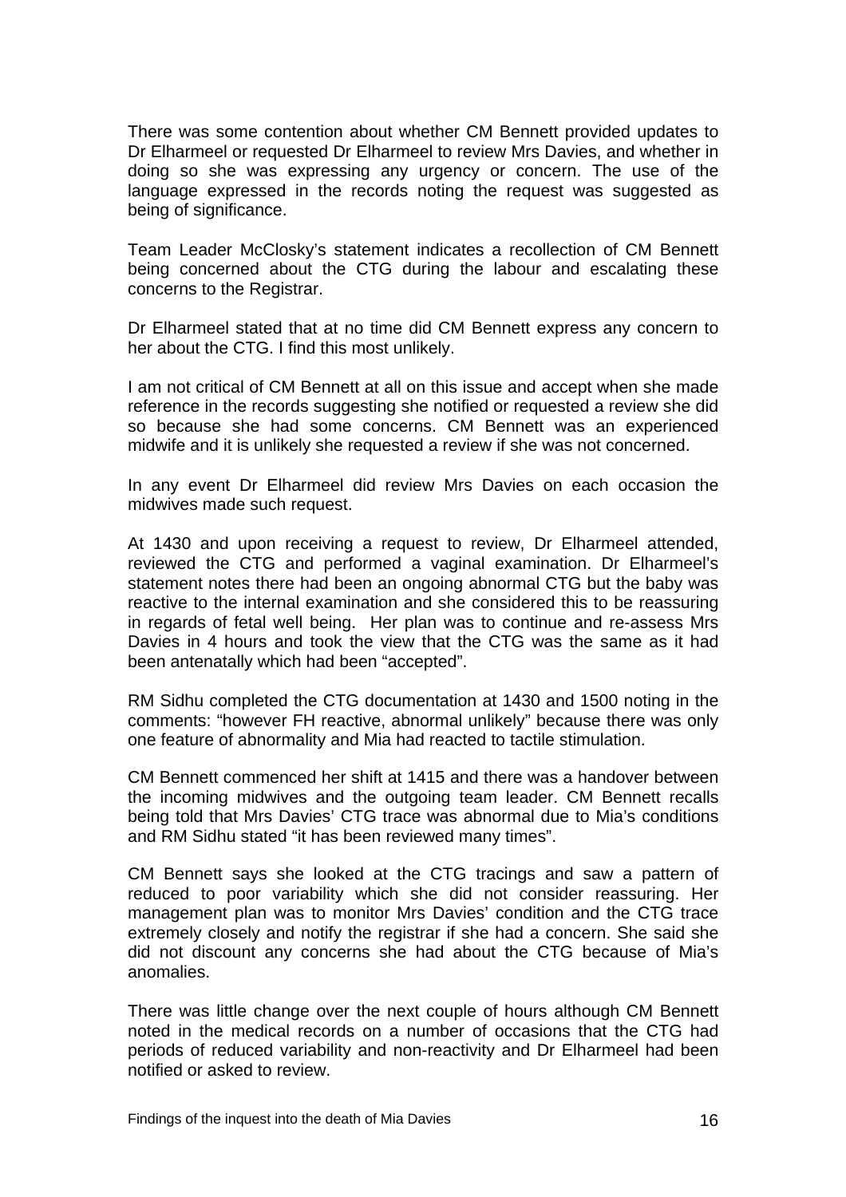There was some contention about whether CM Bennett provided updates to Dr Elharmeel or requested Dr Elharmeel to review Mrs Davies, and whether in doing so she was expressing any urgency or concern. The use of the language expressed in the records noting the request was suggested as being of significance.

Team Leader McClosky's statement indicates a recollection of CM Bennett being concerned about the CTG during the labour and escalating these concerns to the Registrar.

Dr Elharmeel stated that at no time did CM Bennett express any concern to her about the CTG. I find this most unlikely.

I am not critical of CM Bennett at all on this issue and accept when she made reference in the records suggesting she notified or requested a review she did so because she had some concerns. CM Bennett was an experienced midwife and it is unlikely she requested a review if she was not concerned.

In any event Dr Elharmeel did review Mrs Davies on each occasion the midwives made such request.

At 1430 and upon receiving a request to review, Dr Elharmeel attended, reviewed the CTG and performed a vaginal examination. Dr Elharmeel's statement notes there had been an ongoing abnormal CTG but the baby was reactive to the internal examination and she considered this to be reassuring in regards of fetal well being. Her plan was to continue and re-assess Mrs Davies in 4 hours and took the view that the CTG was the same as it had been antenatally which had been "accepted".

RM Sidhu completed the CTG documentation at 1430 and 1500 noting in the comments: "however FH reactive, abnormal unlikely" because there was only one feature of abnormality and Mia had reacted to tactile stimulation.

CM Bennett commenced her shift at 1415 and there was a handover between the incoming midwives and the outgoing team leader. CM Bennett recalls being told that Mrs Davies' CTG trace was abnormal due to Mia's conditions and RM Sidhu stated "it has been reviewed many times".

CM Bennett says she looked at the CTG tracings and saw a pattern of reduced to poor variability which she did not consider reassuring. Her management plan was to monitor Mrs Davies' condition and the CTG trace extremely closely and notify the registrar if she had a concern. She said she did not discount any concerns she had about the CTG because of Mia's anomalies.

There was little change over the next couple of hours although CM Bennett noted in the medical records on a number of occasions that the CTG had periods of reduced variability and non-reactivity and Dr Elharmeel had been notified or asked to review.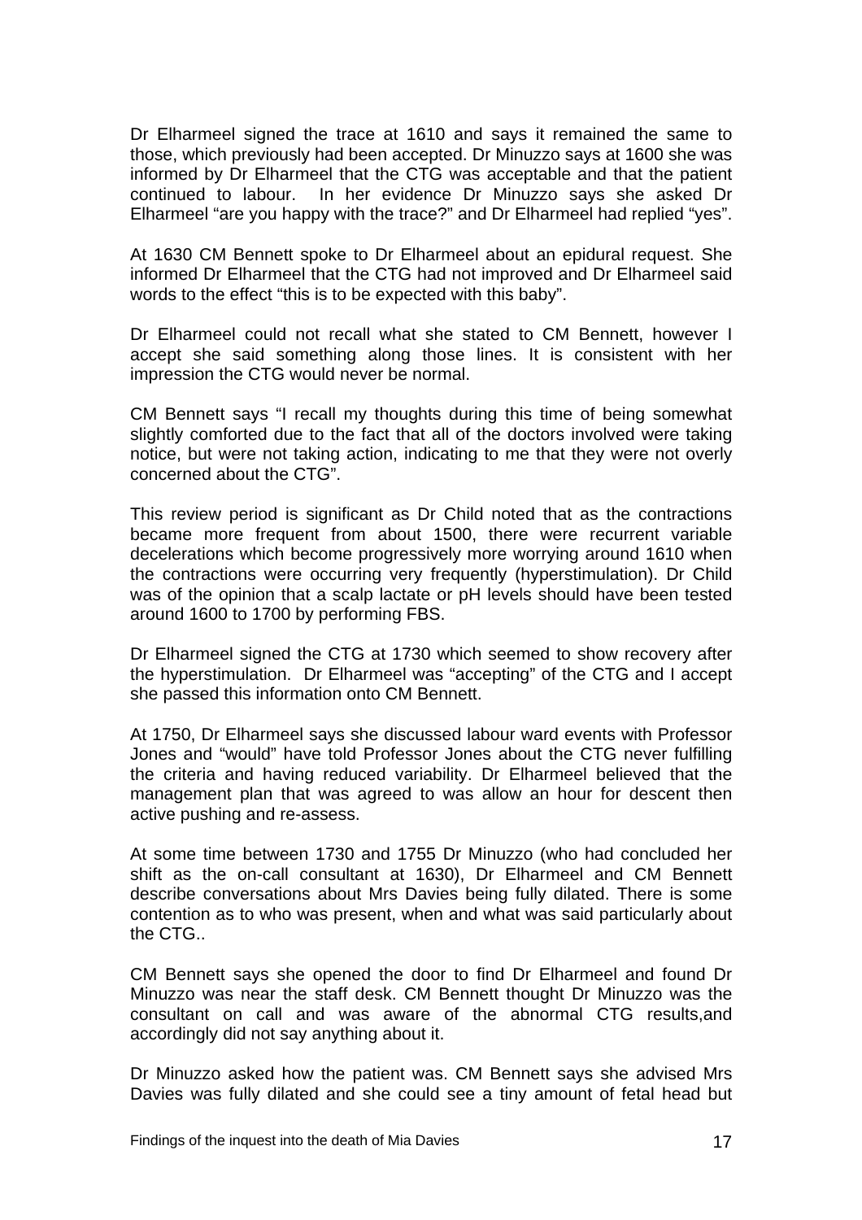Dr Elharmeel signed the trace at 1610 and says it remained the same to those, which previously had been accepted. Dr Minuzzo says at 1600 she was informed by Dr Elharmeel that the CTG was acceptable and that the patient continued to labour. In her evidence Dr Minuzzo says she asked Dr Elharmeel "are you happy with the trace?" and Dr Elharmeel had replied "yes".

At 1630 CM Bennett spoke to Dr Elharmeel about an epidural request. She informed Dr Elharmeel that the CTG had not improved and Dr Elharmeel said words to the effect "this is to be expected with this baby".

Dr Elharmeel could not recall what she stated to CM Bennett, however I accept she said something along those lines. It is consistent with her impression the CTG would never be normal.

CM Bennett says "I recall my thoughts during this time of being somewhat slightly comforted due to the fact that all of the doctors involved were taking notice, but were not taking action, indicating to me that they were not overly concerned about the CTG".

This review period is significant as Dr Child noted that as the contractions became more frequent from about 1500, there were recurrent variable decelerations which become progressively more worrying around 1610 when the contractions were occurring very frequently (hyperstimulation). Dr Child was of the opinion that a scalp lactate or pH levels should have been tested around 1600 to 1700 by performing FBS.

Dr Elharmeel signed the CTG at 1730 which seemed to show recovery after the hyperstimulation. Dr Elharmeel was "accepting" of the CTG and I accept she passed this information onto CM Bennett.

At 1750, Dr Elharmeel says she discussed labour ward events with Professor Jones and "would" have told Professor Jones about the CTG never fulfilling the criteria and having reduced variability. Dr Elharmeel believed that the management plan that was agreed to was allow an hour for descent then active pushing and re-assess.

At some time between 1730 and 1755 Dr Minuzzo (who had concluded her shift as the on-call consultant at 1630), Dr Elharmeel and CM Bennett describe conversations about Mrs Davies being fully dilated. There is some contention as to who was present, when and what was said particularly about the CTG..

CM Bennett says she opened the door to find Dr Elharmeel and found Dr Minuzzo was near the staff desk. CM Bennett thought Dr Minuzzo was the consultant on call and was aware of the abnormal CTG results,and accordingly did not say anything about it.

Dr Minuzzo asked how the patient was. CM Bennett says she advised Mrs Davies was fully dilated and she could see a tiny amount of fetal head but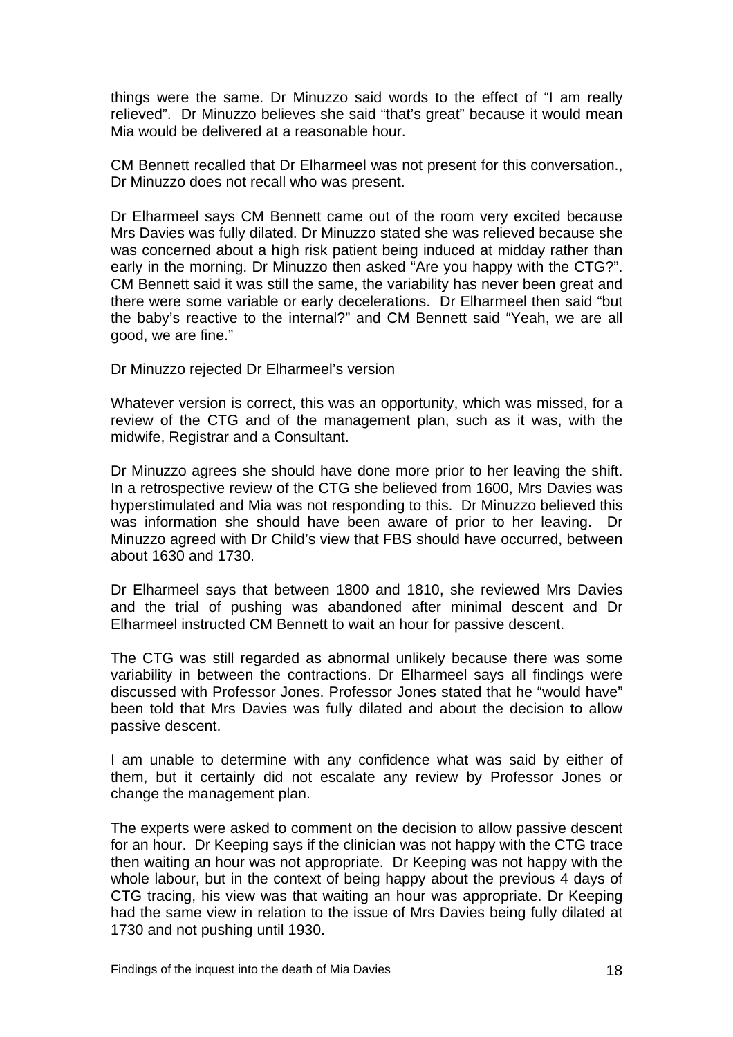things were the same. Dr Minuzzo said words to the effect of "I am really relieved". Dr Minuzzo believes she said "that's great" because it would mean Mia would be delivered at a reasonable hour.

CM Bennett recalled that Dr Elharmeel was not present for this conversation., Dr Minuzzo does not recall who was present.

Dr Elharmeel says CM Bennett came out of the room very excited because Mrs Davies was fully dilated. Dr Minuzzo stated she was relieved because she was concerned about a high risk patient being induced at midday rather than early in the morning. Dr Minuzzo then asked "Are you happy with the CTG?". CM Bennett said it was still the same, the variability has never been great and there were some variable or early decelerations. Dr Elharmeel then said "but the baby's reactive to the internal?" and CM Bennett said "Yeah, we are all good, we are fine."

Dr Minuzzo rejected Dr Elharmeel's version

Whatever version is correct, this was an opportunity, which was missed, for a review of the CTG and of the management plan, such as it was, with the midwife, Registrar and a Consultant.

Dr Minuzzo agrees she should have done more prior to her leaving the shift. In a retrospective review of the CTG she believed from 1600, Mrs Davies was hyperstimulated and Mia was not responding to this. Dr Minuzzo believed this was information she should have been aware of prior to her leaving. Dr Minuzzo agreed with Dr Child's view that FBS should have occurred, between about 1630 and 1730.

Dr Elharmeel says that between 1800 and 1810, she reviewed Mrs Davies and the trial of pushing was abandoned after minimal descent and Dr Elharmeel instructed CM Bennett to wait an hour for passive descent.

The CTG was still regarded as abnormal unlikely because there was some variability in between the contractions. Dr Elharmeel says all findings were discussed with Professor Jones. Professor Jones stated that he "would have" been told that Mrs Davies was fully dilated and about the decision to allow passive descent.

I am unable to determine with any confidence what was said by either of them, but it certainly did not escalate any review by Professor Jones or change the management plan.

The experts were asked to comment on the decision to allow passive descent for an hour. Dr Keeping says if the clinician was not happy with the CTG trace then waiting an hour was not appropriate. Dr Keeping was not happy with the whole labour, but in the context of being happy about the previous 4 days of CTG tracing, his view was that waiting an hour was appropriate. Dr Keeping had the same view in relation to the issue of Mrs Davies being fully dilated at 1730 and not pushing until 1930.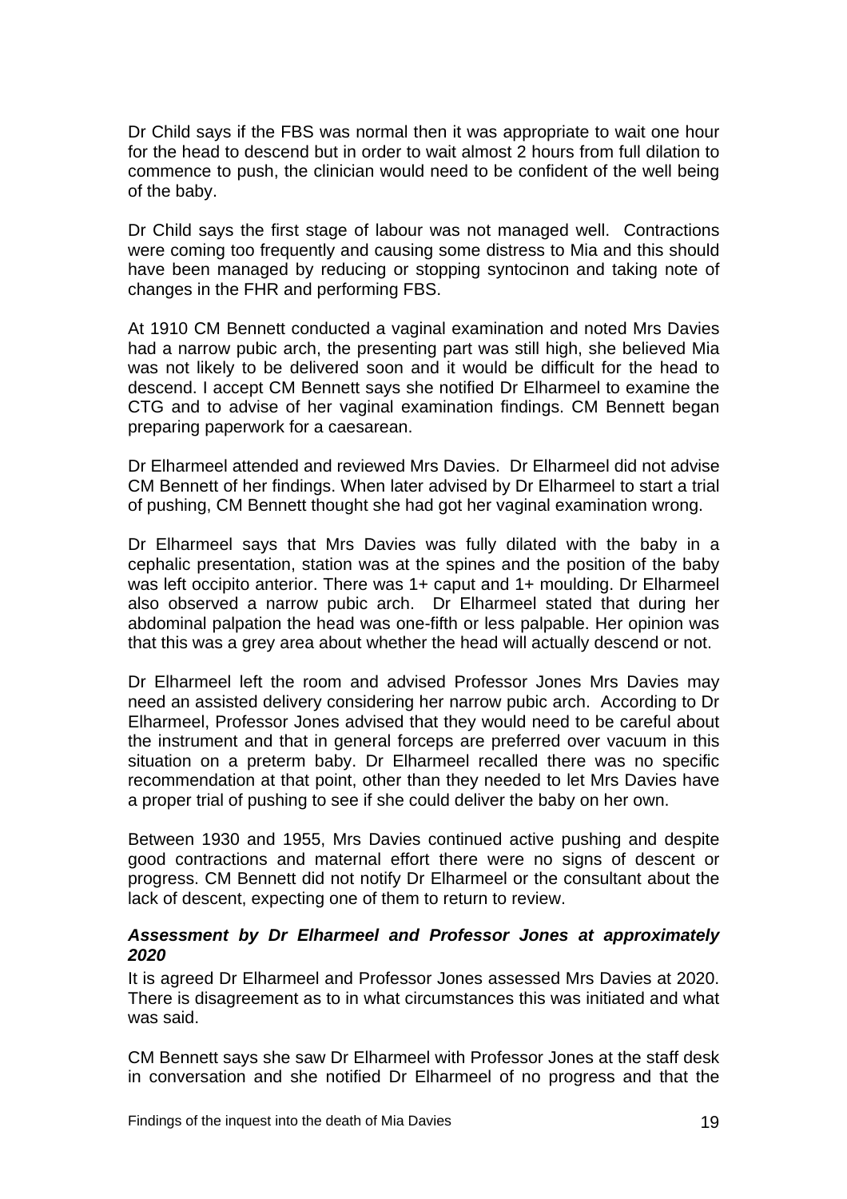Dr Child says if the FBS was normal then it was appropriate to wait one hour for the head to descend but in order to wait almost 2 hours from full dilation to commence to push, the clinician would need to be confident of the well being of the baby.

Dr Child says the first stage of labour was not managed well. Contractions were coming too frequently and causing some distress to Mia and this should have been managed by reducing or stopping syntocinon and taking note of changes in the FHR and performing FBS.

At 1910 CM Bennett conducted a vaginal examination and noted Mrs Davies had a narrow pubic arch, the presenting part was still high, she believed Mia was not likely to be delivered soon and it would be difficult for the head to descend. I accept CM Bennett says she notified Dr Elharmeel to examine the CTG and to advise of her vaginal examination findings. CM Bennett began preparing paperwork for a caesarean.

Dr Elharmeel attended and reviewed Mrs Davies. Dr Elharmeel did not advise CM Bennett of her findings. When later advised by Dr Elharmeel to start a trial of pushing, CM Bennett thought she had got her vaginal examination wrong.

Dr Elharmeel says that Mrs Davies was fully dilated with the baby in a cephalic presentation, station was at the spines and the position of the baby was left occipito anterior. There was 1+ caput and 1+ moulding. Dr Elharmeel also observed a narrow pubic arch. Dr Elharmeel stated that during her abdominal palpation the head was one-fifth or less palpable. Her opinion was that this was a grey area about whether the head will actually descend or not.

Dr Elharmeel left the room and advised Professor Jones Mrs Davies may need an assisted delivery considering her narrow pubic arch. According to Dr Elharmeel, Professor Jones advised that they would need to be careful about the instrument and that in general forceps are preferred over vacuum in this situation on a preterm baby. Dr Elharmeel recalled there was no specific recommendation at that point, other than they needed to let Mrs Davies have a proper trial of pushing to see if she could deliver the baby on her own.

Between 1930 and 1955, Mrs Davies continued active pushing and despite good contractions and maternal effort there were no signs of descent or progress. CM Bennett did not notify Dr Elharmeel or the consultant about the lack of descent, expecting one of them to return to review.

#### ***Assessment by Dr Elharmeel and Professor Jones at approximately 2020***

It is agreed Dr Elharmeel and Professor Jones assessed Mrs Davies at 2020. There is disagreement as to in what circumstances this was initiated and what was said.

CM Bennett says she saw Dr Elharmeel with Professor Jones at the staff desk in conversation and she notified Dr Elharmeel of no progress and that the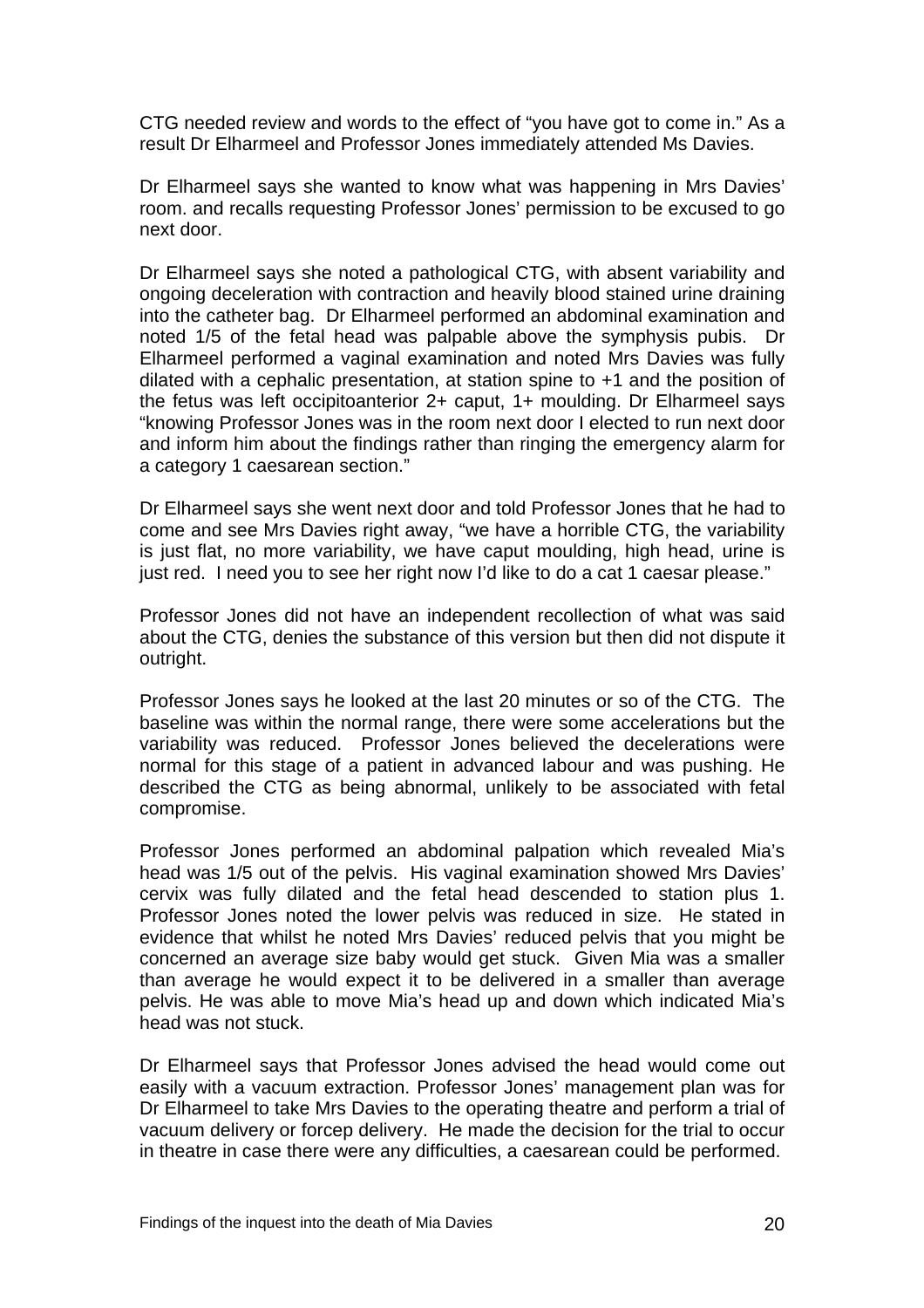CTG needed review and words to the effect of "you have got to come in." As a result Dr Elharmeel and Professor Jones immediately attended Ms Davies.

Dr Elharmeel says she wanted to know what was happening in Mrs Davies' room. and recalls requesting Professor Jones' permission to be excused to go next door.

Dr Elharmeel says she noted a pathological CTG, with absent variability and ongoing deceleration with contraction and heavily blood stained urine draining into the catheter bag. Dr Elharmeel performed an abdominal examination and noted 1/5 of the fetal head was palpable above the symphysis pubis. Dr Elharmeel performed a vaginal examination and noted Mrs Davies was fully dilated with a cephalic presentation, at station spine to +1 and the position of the fetus was left occipitoanterior 2+ caput, 1+ moulding. Dr Elharmeel says "knowing Professor Jones was in the room next door I elected to run next door and inform him about the findings rather than ringing the emergency alarm for a category 1 caesarean section."

Dr Elharmeel says she went next door and told Professor Jones that he had to come and see Mrs Davies right away, "we have a horrible CTG, the variability is just flat, no more variability, we have caput moulding, high head, urine is just red. I need you to see her right now I'd like to do a cat 1 caesar please."

Professor Jones did not have an independent recollection of what was said about the CTG, denies the substance of this version but then did not dispute it outright.

Professor Jones says he looked at the last 20 minutes or so of the CTG. The baseline was within the normal range, there were some accelerations but the variability was reduced. Professor Jones believed the decelerations were normal for this stage of a patient in advanced labour and was pushing. He described the CTG as being abnormal, unlikely to be associated with fetal compromise.

Professor Jones performed an abdominal palpation which revealed Mia's head was 1/5 out of the pelvis. His vaginal examination showed Mrs Davies' cervix was fully dilated and the fetal head descended to station plus 1. Professor Jones noted the lower pelvis was reduced in size. He stated in evidence that whilst he noted Mrs Davies' reduced pelvis that you might be concerned an average size baby would get stuck. Given Mia was a smaller than average he would expect it to be delivered in a smaller than average pelvis. He was able to move Mia's head up and down which indicated Mia's head was not stuck.

Dr Elharmeel says that Professor Jones advised the head would come out easily with a vacuum extraction. Professor Jones' management plan was for Dr Elharmeel to take Mrs Davies to the operating theatre and perform a trial of vacuum delivery or forcep delivery. He made the decision for the trial to occur in theatre in case there were any difficulties, a caesarean could be performed.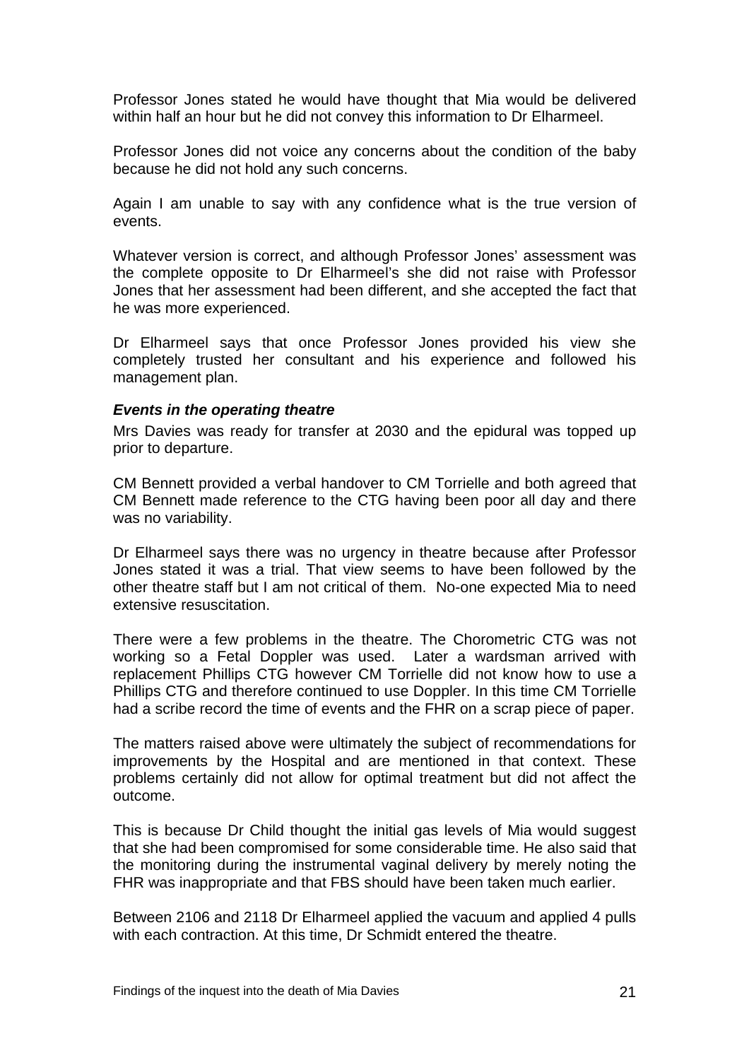Professor Jones stated he would have thought that Mia would be delivered within half an hour but he did not convey this information to Dr Elharmeel.

Professor Jones did not voice any concerns about the condition of the baby because he did not hold any such concerns.

Again I am unable to say with any confidence what is the true version of events.

Whatever version is correct, and although Professor Jones' assessment was the complete opposite to Dr Elharmeel's she did not raise with Professor Jones that her assessment had been different, and she accepted the fact that he was more experienced.

Dr Elharmeel says that once Professor Jones provided his view she completely trusted her consultant and his experience and followed his management plan.

### *Events in the operating theatre*

Mrs Davies was ready for transfer at 2030 and the epidural was topped up prior to departure.

CM Bennett provided a verbal handover to CM Torrielle and both agreed that CM Bennett made reference to the CTG having been poor all day and there was no variability.

Dr Elharmeel says there was no urgency in theatre because after Professor Jones stated it was a trial. That view seems to have been followed by the other theatre staff but I am not critical of them. No-one expected Mia to need extensive resuscitation.

There were a few problems in the theatre. The Chorometric CTG was not working so a Fetal Doppler was used. Later a wardsman arrived with replacement Phillips CTG however CM Torrielle did not know how to use a Phillips CTG and therefore continued to use Doppler. In this time CM Torrielle had a scribe record the time of events and the FHR on a scrap piece of paper.

The matters raised above were ultimately the subject of recommendations for improvements by the Hospital and are mentioned in that context. These problems certainly did not allow for optimal treatment but did not affect the outcome.

This is because Dr Child thought the initial gas levels of Mia would suggest that she had been compromised for some considerable time. He also said that the monitoring during the instrumental vaginal delivery by merely noting the FHR was inappropriate and that FBS should have been taken much earlier.

Between 2106 and 2118 Dr Elharmeel applied the vacuum and applied 4 pulls with each contraction. At this time, Dr Schmidt entered the theatre.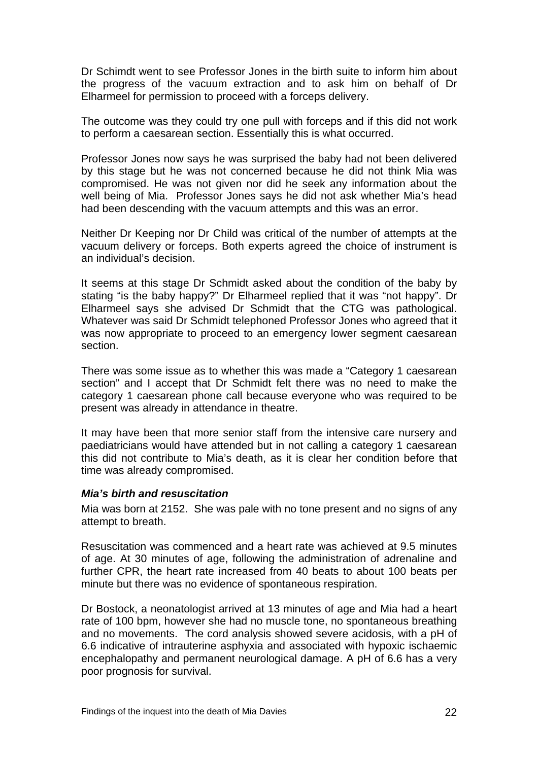Dr Schimdt went to see Professor Jones in the birth suite to inform him about the progress of the vacuum extraction and to ask him on behalf of Dr Elharmeel for permission to proceed with a forceps delivery.

The outcome was they could try one pull with forceps and if this did not work to perform a caesarean section. Essentially this is what occurred.

Professor Jones now says he was surprised the baby had not been delivered by this stage but he was not concerned because he did not think Mia was compromised. He was not given nor did he seek any information about the well being of Mia. Professor Jones says he did not ask whether Mia's head had been descending with the vacuum attempts and this was an error.

Neither Dr Keeping nor Dr Child was critical of the number of attempts at the vacuum delivery or forceps. Both experts agreed the choice of instrument is an individual's decision.

It seems at this stage Dr Schmidt asked about the condition of the baby by stating "is the baby happy?" Dr Elharmeel replied that it was "not happy". Dr Elharmeel says she advised Dr Schmidt that the CTG was pathological. Whatever was said Dr Schmidt telephoned Professor Jones who agreed that it was now appropriate to proceed to an emergency lower segment caesarean section.

There was some issue as to whether this was made a "Category 1 caesarean section" and I accept that Dr Schmidt felt there was no need to make the category 1 caesarean phone call because everyone who was required to be present was already in attendance in theatre.

It may have been that more senior staff from the intensive care nursery and paediatricians would have attended but in not calling a category 1 caesarean this did not contribute to Mia's death, as it is clear her condition before that time was already compromised.

### ***Mia's birth and resuscitation***

Mia was born at 2152. She was pale with no tone present and no signs of any attempt to breath.

Resuscitation was commenced and a heart rate was achieved at 9.5 minutes of age. At 30 minutes of age, following the administration of adrenaline and further CPR, the heart rate increased from 40 beats to about 100 beats per minute but there was no evidence of spontaneous respiration.

Dr Bostock, a neonatologist arrived at 13 minutes of age and Mia had a heart rate of 100 bpm, however she had no muscle tone, no spontaneous breathing and no movements. The cord analysis showed severe acidosis, with a pH of 6.6 indicative of intrauterine asphyxia and associated with hypoxic ischaemic encephalopathy and permanent neurological damage. A pH of 6.6 has a very poor prognosis for survival.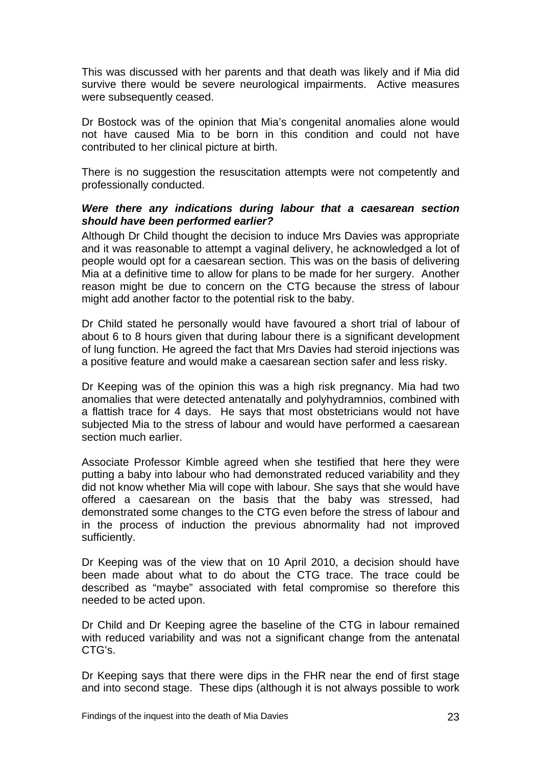This was discussed with her parents and that death was likely and if Mia did survive there would be severe neurological impairments. Active measures were subsequently ceased.

Dr Bostock was of the opinion that Mia's congenital anomalies alone would not have caused Mia to be born in this condition and could not have contributed to her clinical picture at birth.

There is no suggestion the resuscitation attempts were not competently and professionally conducted.

***Were there any indications during labour that a caesarean section should have been performed earlier?***

Although Dr Child thought the decision to induce Mrs Davies was appropriate and it was reasonable to attempt a vaginal delivery, he acknowledged a lot of people would opt for a caesarean section. This was on the basis of delivering Mia at a definitive time to allow for plans to be made for her surgery. Another reason might be due to concern on the CTG because the stress of labour might add another factor to the potential risk to the baby.

Dr Child stated he personally would have favoured a short trial of labour of about 6 to 8 hours given that during labour there is a significant development of lung function. He agreed the fact that Mrs Davies had steroid injections was a positive feature and would make a caesarean section safer and less risky.

Dr Keeping was of the opinion this was a high risk pregnancy. Mia had two anomalies that were detected antenatally and polyhydramnios, combined with a flattish trace for 4 days. He says that most obstetricians would not have subjected Mia to the stress of labour and would have performed a caesarean section much earlier.

Associate Professor Kimble agreed when she testified that here they were putting a baby into labour who had demonstrated reduced variability and they did not know whether Mia will cope with labour. She says that she would have offered a caesarean on the basis that the baby was stressed, had demonstrated some changes to the CTG even before the stress of labour and in the process of induction the previous abnormality had not improved sufficiently.

Dr Keeping was of the view that on 10 April 2010, a decision should have been made about what to do about the CTG trace. The trace could be described as "maybe" associated with fetal compromise so therefore this needed to be acted upon.

Dr Child and Dr Keeping agree the baseline of the CTG in labour remained with reduced variability and was not a significant change from the antenatal CTG's.

Dr Keeping says that there were dips in the FHR near the end of first stage and into second stage. These dips (although it is not always possible to work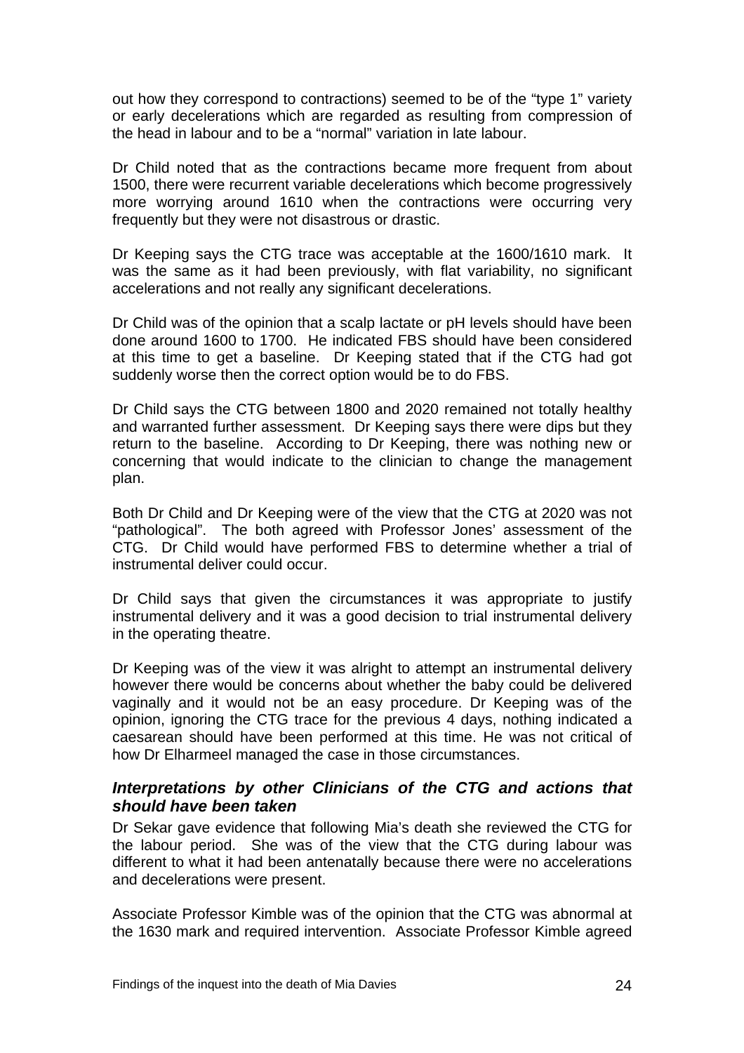out how they correspond to contractions) seemed to be of the "type 1" variety or early decelerations which are regarded as resulting from compression of the head in labour and to be a "normal" variation in late labour.

Dr Child noted that as the contractions became more frequent from about 1500, there were recurrent variable decelerations which become progressively more worrying around 1610 when the contractions were occurring very frequently but they were not disastrous or drastic.

Dr Keeping says the CTG trace was acceptable at the 1600/1610 mark. It was the same as it had been previously, with flat variability, no significant accelerations and not really any significant decelerations.

Dr Child was of the opinion that a scalp lactate or pH levels should have been done around 1600 to 1700. He indicated FBS should have been considered at this time to get a baseline. Dr Keeping stated that if the CTG had got suddenly worse then the correct option would be to do FBS.

Dr Child says the CTG between 1800 and 2020 remained not totally healthy and warranted further assessment. Dr Keeping says there were dips but they return to the baseline. According to Dr Keeping, there was nothing new or concerning that would indicate to the clinician to change the management plan.

Both Dr Child and Dr Keeping were of the view that the CTG at 2020 was not "pathological". The both agreed with Professor Jones' assessment of the CTG. Dr Child would have performed FBS to determine whether a trial of instrumental deliver could occur.

Dr Child says that given the circumstances it was appropriate to justify instrumental delivery and it was a good decision to trial instrumental delivery in the operating theatre.

Dr Keeping was of the view it was alright to attempt an instrumental delivery however there would be concerns about whether the baby could be delivered vaginally and it would not be an easy procedure. Dr Keeping was of the opinion, ignoring the CTG trace for the previous 4 days, nothing indicated a caesarean should have been performed at this time. He was not critical of how Dr Elharmeel managed the case in those circumstances.

### *Interpretations by other Clinicians of the CTG and actions that should have been taken*

Dr Sekar gave evidence that following Mia's death she reviewed the CTG for the labour period. She was of the view that the CTG during labour was different to what it had been antenatally because there were no accelerations and decelerations were present.

Associate Professor Kimble was of the opinion that the CTG was abnormal at the 1630 mark and required intervention. Associate Professor Kimble agreed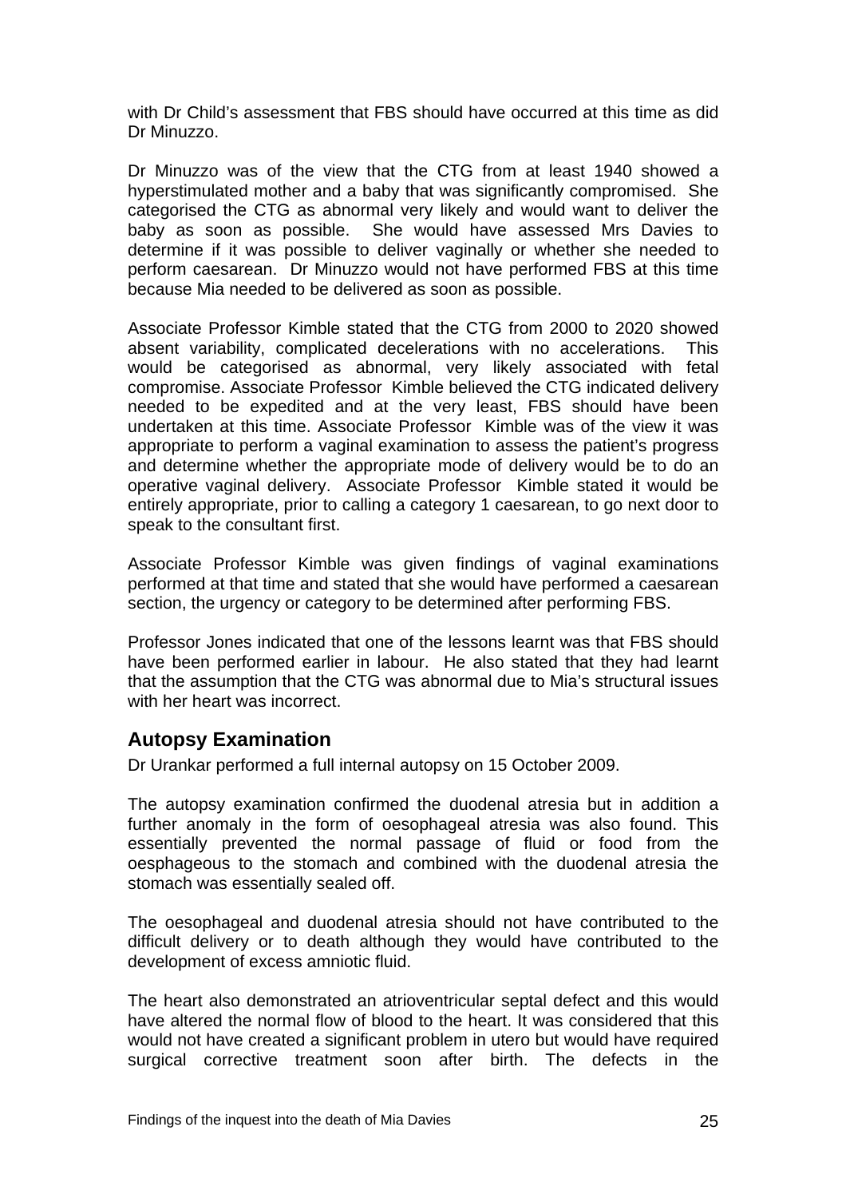with Dr Child's assessment that FBS should have occurred at this time as did Dr Minuzzo.

Dr Minuzzo was of the view that the CTG from at least 1940 showed a hyperstimulated mother and a baby that was significantly compromised. She categorised the CTG as abnormal very likely and would want to deliver the baby as soon as possible. She would have assessed Mrs Davies to determine if it was possible to deliver vaginally or whether she needed to perform caesarean. Dr Minuzzo would not have performed FBS at this time because Mia needed to be delivered as soon as possible.

Associate Professor Kimble stated that the CTG from 2000 to 2020 showed absent variability, complicated decelerations with no accelerations. This would be categorised as abnormal, very likely associated with fetal compromise. Associate Professor Kimble believed the CTG indicated delivery needed to be expedited and at the very least, FBS should have been undertaken at this time. Associate Professor Kimble was of the view it was appropriate to perform a vaginal examination to assess the patient's progress and determine whether the appropriate mode of delivery would be to do an operative vaginal delivery. Associate Professor Kimble stated it would be entirely appropriate, prior to calling a category 1 caesarean, to go next door to speak to the consultant first.

Associate Professor Kimble was given findings of vaginal examinations performed at that time and stated that she would have performed a caesarean section, the urgency or category to be determined after performing FBS.

Professor Jones indicated that one of the lessons learnt was that FBS should have been performed earlier in labour. He also stated that they had learnt that the assumption that the CTG was abnormal due to Mia's structural issues with her heart was incorrect.

## Autopsy Examination

Dr Urankar performed a full internal autopsy on 15 October 2009.

The autopsy examination confirmed the duodenal atresia but in addition a further anomaly in the form of oesophageal atresia was also found. This essentially prevented the normal passage of fluid or food from the oesphageous to the stomach and combined with the duodenal atresia the stomach was essentially sealed off.

The oesophageal and duodenal atresia should not have contributed to the difficult delivery or to death although they would have contributed to the development of excess amniotic fluid.

The heart also demonstrated an atrioventricular septal defect and this would have altered the normal flow of blood to the heart. It was considered that this would not have created a significant problem in utero but would have required surgical corrective treatment soon after birth. The defects in the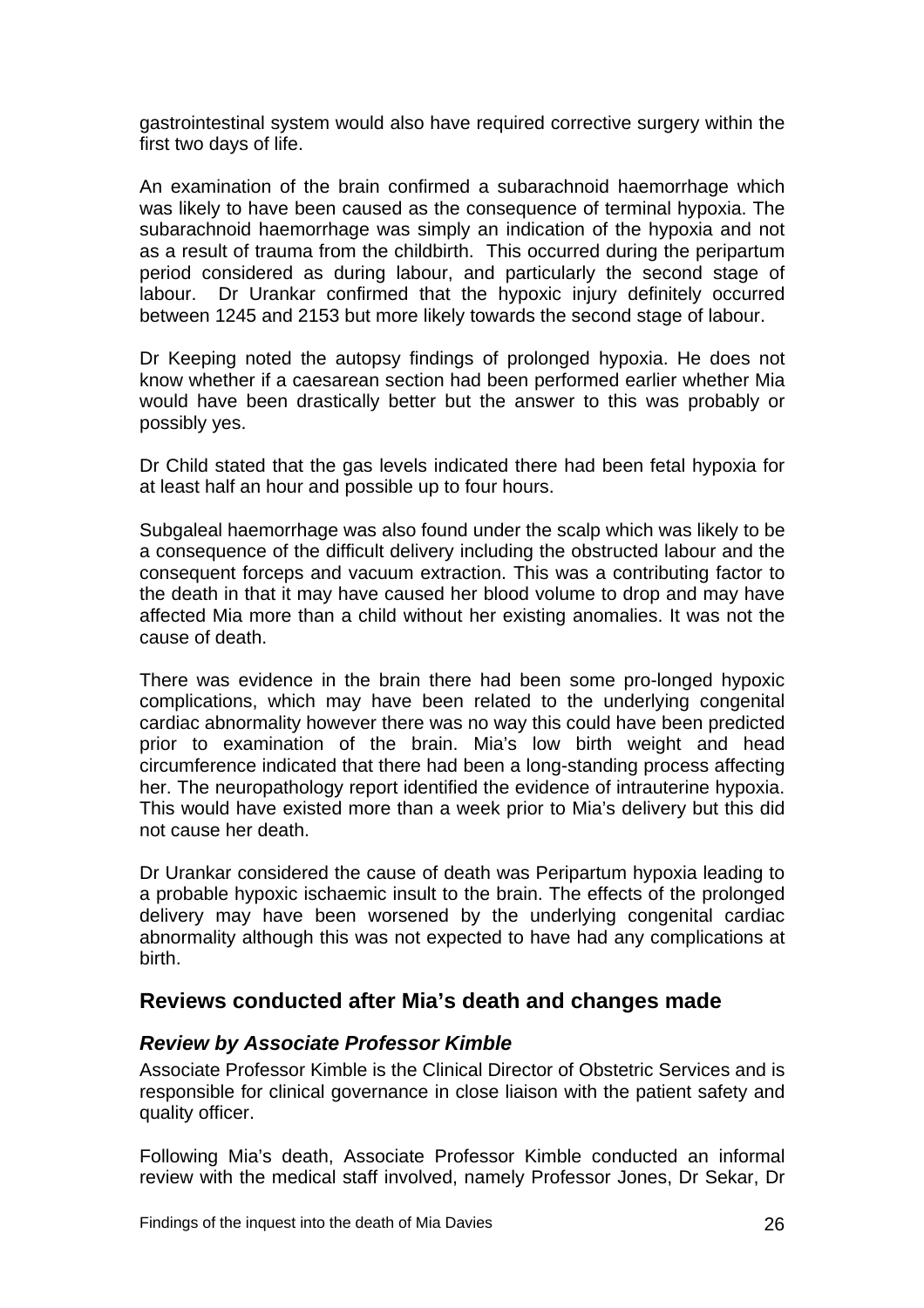gastrointestinal system would also have required corrective surgery within the first two days of life.

An examination of the brain confirmed a subarachnoid haemorrhage which was likely to have been caused as the consequence of terminal hypoxia. The subarachnoid haemorrhage was simply an indication of the hypoxia and not as a result of trauma from the childbirth. This occurred during the peripartum period considered as during labour, and particularly the second stage of labour. Dr Urankar confirmed that the hypoxic injury definitely occurred between 1245 and 2153 but more likely towards the second stage of labour.

Dr Keeping noted the autopsy findings of prolonged hypoxia. He does not know whether if a caesarean section had been performed earlier whether Mia would have been drastically better but the answer to this was probably or possibly yes.

Dr Child stated that the gas levels indicated there had been fetal hypoxia for at least half an hour and possible up to four hours.

Subgaleal haemorrhage was also found under the scalp which was likely to be a consequence of the difficult delivery including the obstructed labour and the consequent forceps and vacuum extraction. This was a contributing factor to the death in that it may have caused her blood volume to drop and may have affected Mia more than a child without her existing anomalies. It was not the cause of death.

There was evidence in the brain there had been some pro-longed hypoxic complications, which may have been related to the underlying congenital cardiac abnormality however there was no way this could have been predicted prior to examination of the brain. Mia's low birth weight and head circumference indicated that there had been a long-standing process affecting her. The neuropathology report identified the evidence of intrauterine hypoxia. This would have existed more than a week prior to Mia's delivery but this did not cause her death.

Dr Urankar considered the cause of death was Peripartum hypoxia leading to a probable hypoxic ischaemic insult to the brain. The effects of the prolonged delivery may have been worsened by the underlying congenital cardiac abnormality although this was not expected to have had any complications at birth.

## Reviews conducted after Mia's death and changes made

### *Review by Associate Professor Kimble*

Associate Professor Kimble is the Clinical Director of Obstetric Services and is responsible for clinical governance in close liaison with the patient safety and quality officer.

Following Mia's death, Associate Professor Kimble conducted an informal review with the medical staff involved, namely Professor Jones, Dr Sekar, Dr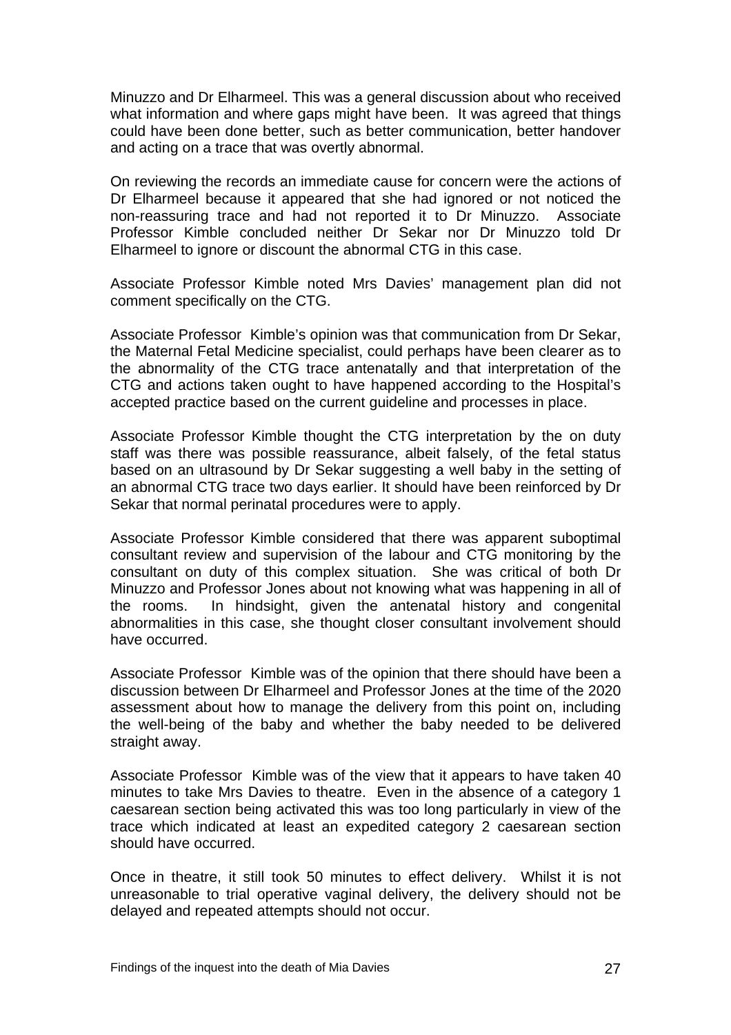Minuzzo and Dr Elharmeel. This was a general discussion about who received what information and where gaps might have been. It was agreed that things could have been done better, such as better communication, better handover and acting on a trace that was overtly abnormal.

On reviewing the records an immediate cause for concern were the actions of Dr Elharmeel because it appeared that she had ignored or not noticed the non-reassuring trace and had not reported it to Dr Minuzzo. Associate Professor Kimble concluded neither Dr Sekar nor Dr Minuzzo told Dr Elharmeel to ignore or discount the abnormal CTG in this case.

Associate Professor Kimble noted Mrs Davies' management plan did not comment specifically on the CTG.

Associate Professor Kimble's opinion was that communication from Dr Sekar, the Maternal Fetal Medicine specialist, could perhaps have been clearer as to the abnormality of the CTG trace antenatally and that interpretation of the CTG and actions taken ought to have happened according to the Hospital's accepted practice based on the current guideline and processes in place.

Associate Professor Kimble thought the CTG interpretation by the on duty staff was there was possible reassurance, albeit falsely, of the fetal status based on an ultrasound by Dr Sekar suggesting a well baby in the setting of an abnormal CTG trace two days earlier. It should have been reinforced by Dr Sekar that normal perinatal procedures were to apply.

Associate Professor Kimble considered that there was apparent suboptimal consultant review and supervision of the labour and CTG monitoring by the consultant on duty of this complex situation. She was critical of both Dr Minuzzo and Professor Jones about not knowing what was happening in all of the rooms. In hindsight, given the antenatal history and congenital abnormalities in this case, she thought closer consultant involvement should have occurred.

Associate Professor Kimble was of the opinion that there should have been a discussion between Dr Elharmeel and Professor Jones at the time of the 2020 assessment about how to manage the delivery from this point on, including the well-being of the baby and whether the baby needed to be delivered straight away.

Associate Professor Kimble was of the view that it appears to have taken 40 minutes to take Mrs Davies to theatre. Even in the absence of a category 1 caesarean section being activated this was too long particularly in view of the trace which indicated at least an expedited category 2 caesarean section should have occurred.

Once in theatre, it still took 50 minutes to effect delivery. Whilst it is not unreasonable to trial operative vaginal delivery, the delivery should not be delayed and repeated attempts should not occur.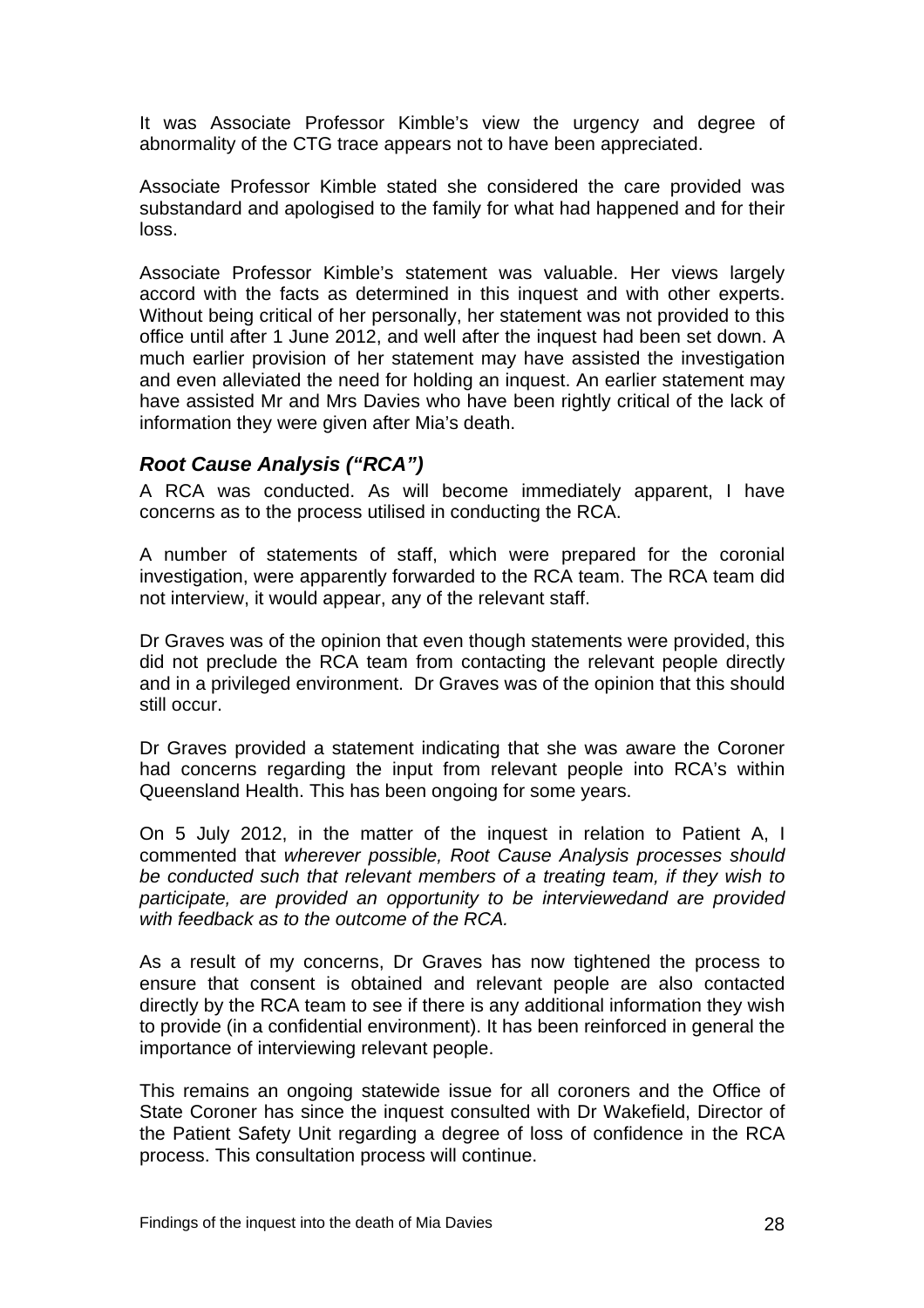It was Associate Professor Kimble's view the urgency and degree of abnormality of the CTG trace appears not to have been appreciated.

Associate Professor Kimble stated she considered the care provided was substandard and apologised to the family for what had happened and for their loss.

Associate Professor Kimble's statement was valuable. Her views largely accord with the facts as determined in this inquest and with other experts. Without being critical of her personally, her statement was not provided to this office until after 1 June 2012, and well after the inquest had been set down. A much earlier provision of her statement may have assisted the investigation and even alleviated the need for holding an inquest. An earlier statement may have assisted Mr and Mrs Davies who have been rightly critical of the lack of information they were given after Mia's death.

### *Root Cause Analysis ("RCA")*

A RCA was conducted. As will become immediately apparent, I have concerns as to the process utilised in conducting the RCA.

A number of statements of staff, which were prepared for the coronial investigation, were apparently forwarded to the RCA team. The RCA team did not interview, it would appear, any of the relevant staff.

Dr Graves was of the opinion that even though statements were provided, this did not preclude the RCA team from contacting the relevant people directly and in a privileged environment. Dr Graves was of the opinion that this should still occur.

Dr Graves provided a statement indicating that she was aware the Coroner had concerns regarding the input from relevant people into RCA's within Queensland Health. This has been ongoing for some years.

On 5 July 2012, in the matter of the inquest in relation to Patient A, I commented that *wherever possible, Root Cause Analysis processes should be conducted such that relevant members of a treating team, if they wish to participate, are provided an opportunity to be interviewedand are provided with feedback as to the outcome of the RCA.*

As a result of my concerns, Dr Graves has now tightened the process to ensure that consent is obtained and relevant people are also contacted directly by the RCA team to see if there is any additional information they wish to provide (in a confidential environment). It has been reinforced in general the importance of interviewing relevant people.

This remains an ongoing statewide issue for all coroners and the Office of State Coroner has since the inquest consulted with Dr Wakefield, Director of the Patient Safety Unit regarding a degree of loss of confidence in the RCA process. This consultation process will continue.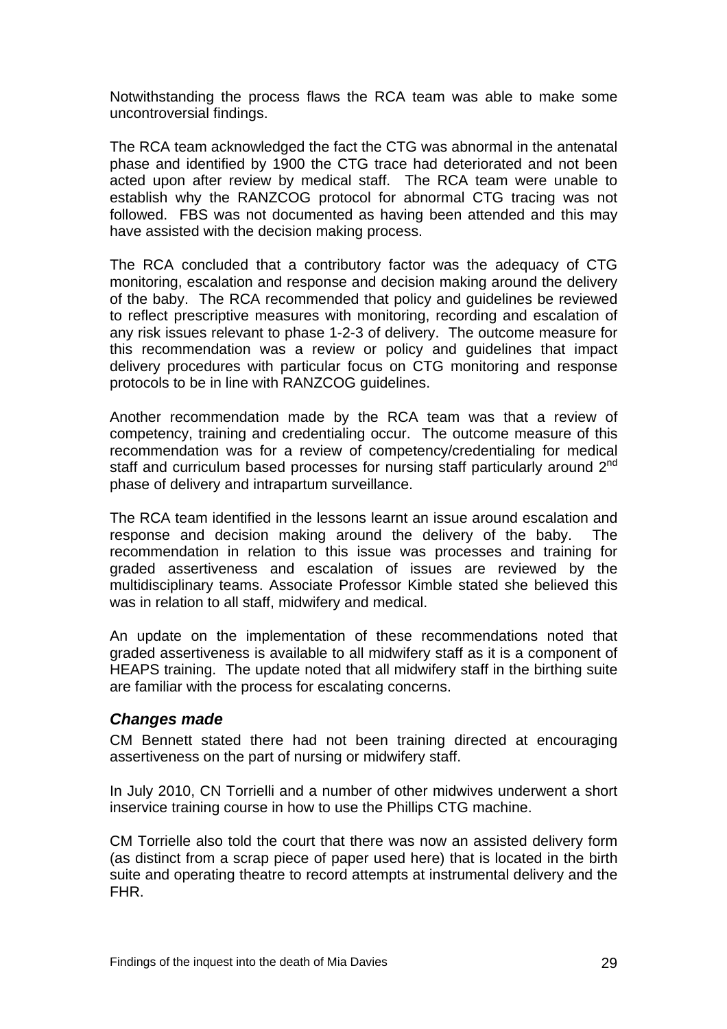Notwithstanding the process flaws the RCA team was able to make some uncontroversial findings.

The RCA team acknowledged the fact the CTG was abnormal in the antenatal phase and identified by 1900 the CTG trace had deteriorated and not been acted upon after review by medical staff. The RCA team were unable to establish why the RANZCOG protocol for abnormal CTG tracing was not followed. FBS was not documented as having been attended and this may have assisted with the decision making process.

The RCA concluded that a contributory factor was the adequacy of CTG monitoring, escalation and response and decision making around the delivery of the baby. The RCA recommended that policy and guidelines be reviewed to reflect prescriptive measures with monitoring, recording and escalation of any risk issues relevant to phase 1-2-3 of delivery. The outcome measure for this recommendation was a review or policy and guidelines that impact delivery procedures with particular focus on CTG monitoring and response protocols to be in line with RANZCOG guidelines.

Another recommendation made by the RCA team was that a review of competency, training and credentialing occur. The outcome measure of this recommendation was for a review of competency/credentialing for medical staff and curriculum based processes for nursing staff particularly around 2nd phase of delivery and intrapartum surveillance.

The RCA team identified in the lessons learnt an issue around escalation and response and decision making around the delivery of the baby. The recommendation in relation to this issue was processes and training for graded assertiveness and escalation of issues are reviewed by the multidisciplinary teams. Associate Professor Kimble stated she believed this was in relation to all staff, midwifery and medical.

An update on the implementation of these recommendations noted that graded assertiveness is available to all midwifery staff as it is a component of HEAPS training. The update noted that all midwifery staff in the birthing suite are familiar with the process for escalating concerns.

### *Changes made*

CM Bennett stated there had not been training directed at encouraging assertiveness on the part of nursing or midwifery staff.

In July 2010, CN Torrielli and a number of other midwives underwent a short inservice training course in how to use the Phillips CTG machine.

CM Torrielle also told the court that there was now an assisted delivery form (as distinct from a scrap piece of paper used here) that is located in the birth suite and operating theatre to record attempts at instrumental delivery and the FHR.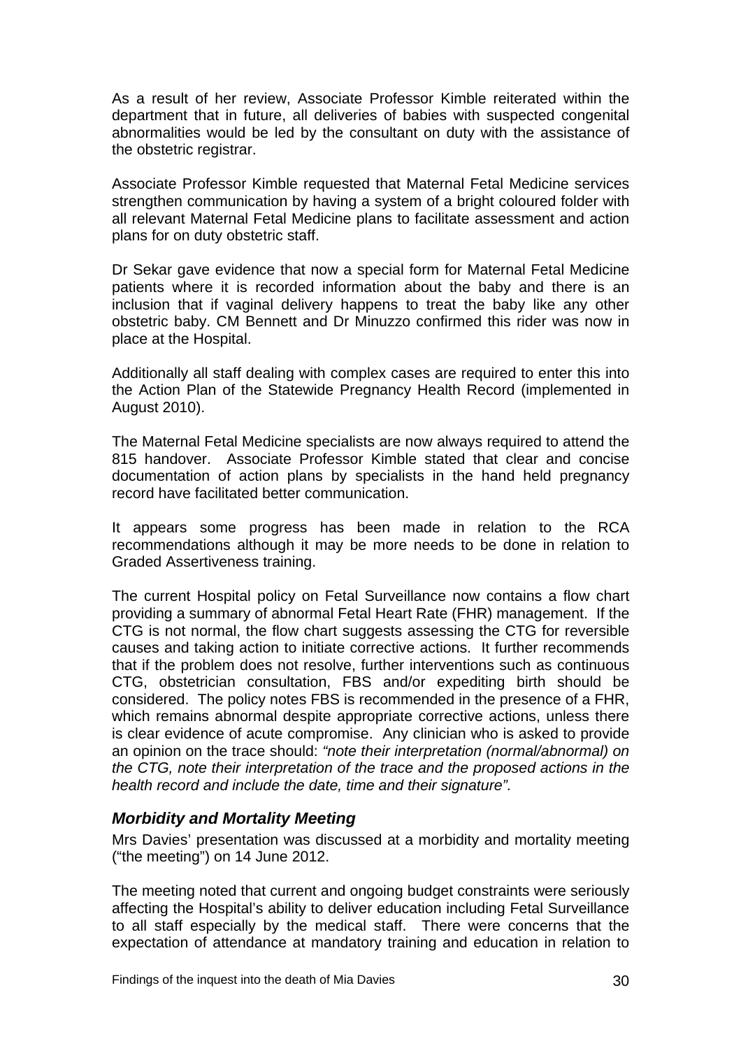As a result of her review, Associate Professor Kimble reiterated within the department that in future, all deliveries of babies with suspected congenital abnormalities would be led by the consultant on duty with the assistance of the obstetric registrar.

Associate Professor Kimble requested that Maternal Fetal Medicine services strengthen communication by having a system of a bright coloured folder with all relevant Maternal Fetal Medicine plans to facilitate assessment and action plans for on duty obstetric staff.

Dr Sekar gave evidence that now a special form for Maternal Fetal Medicine patients where it is recorded information about the baby and there is an inclusion that if vaginal delivery happens to treat the baby like any other obstetric baby. CM Bennett and Dr Minuzzo confirmed this rider was now in place at the Hospital.

Additionally all staff dealing with complex cases are required to enter this into the Action Plan of the Statewide Pregnancy Health Record (implemented in August 2010).

The Maternal Fetal Medicine specialists are now always required to attend the 815 handover. Associate Professor Kimble stated that clear and concise documentation of action plans by specialists in the hand held pregnancy record have facilitated better communication.

It appears some progress has been made in relation to the RCA recommendations although it may be more needs to be done in relation to Graded Assertiveness training.

The current Hospital policy on Fetal Surveillance now contains a flow chart providing a summary of abnormal Fetal Heart Rate (FHR) management. If the CTG is not normal, the flow chart suggests assessing the CTG for reversible causes and taking action to initiate corrective actions. It further recommends that if the problem does not resolve, further interventions such as continuous CTG, obstetrician consultation, FBS and/or expediting birth should be considered. The policy notes FBS is recommended in the presence of a FHR, which remains abnormal despite appropriate corrective actions, unless there is clear evidence of acute compromise. Any clinician who is asked to provide an opinion on the trace should: *"note their interpretation (normal/abnormal) on the CTG, note their interpretation of the trace and the proposed actions in the health record and include the date, time and their signature".*

### *Morbidity and Mortality Meeting*

Mrs Davies' presentation was discussed at a morbidity and mortality meeting ("the meeting") on 14 June 2012.

The meeting noted that current and ongoing budget constraints were seriously affecting the Hospital's ability to deliver education including Fetal Surveillance to all staff especially by the medical staff. There were concerns that the expectation of attendance at mandatory training and education in relation to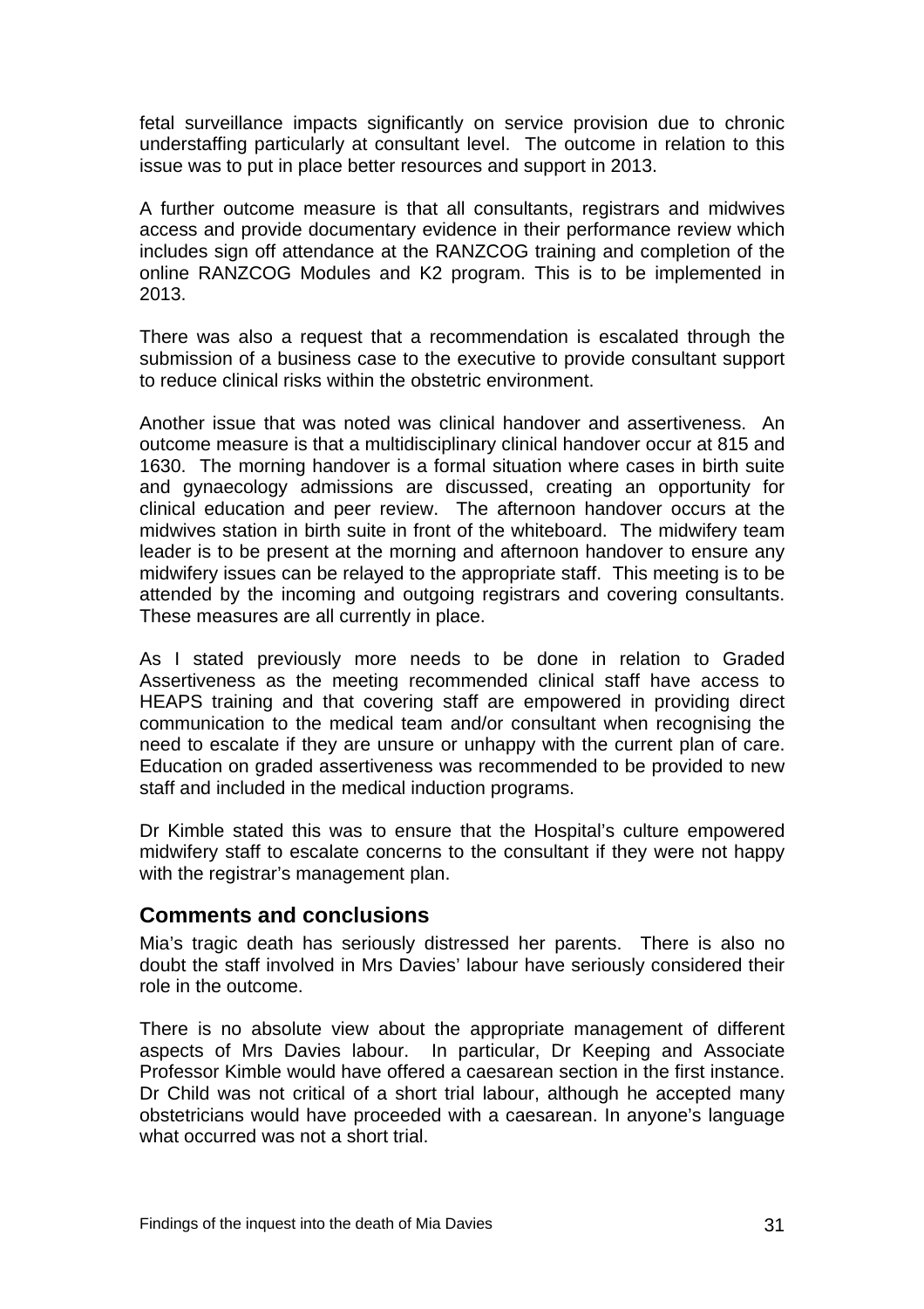fetal surveillance impacts significantly on service provision due to chronic understaffing particularly at consultant level. The outcome in relation to this issue was to put in place better resources and support in 2013.

A further outcome measure is that all consultants, registrars and midwives access and provide documentary evidence in their performance review which includes sign off attendance at the RANZCOG training and completion of the online RANZCOG Modules and K2 program. This is to be implemented in 2013.

There was also a request that a recommendation is escalated through the submission of a business case to the executive to provide consultant support to reduce clinical risks within the obstetric environment.

Another issue that was noted was clinical handover and assertiveness. An outcome measure is that a multidisciplinary clinical handover occur at 815 and 1630. The morning handover is a formal situation where cases in birth suite and gynaecology admissions are discussed, creating an opportunity for clinical education and peer review. The afternoon handover occurs at the midwives station in birth suite in front of the whiteboard. The midwifery team leader is to be present at the morning and afternoon handover to ensure any midwifery issues can be relayed to the appropriate staff. This meeting is to be attended by the incoming and outgoing registrars and covering consultants. These measures are all currently in place.

As I stated previously more needs to be done in relation to Graded Assertiveness as the meeting recommended clinical staff have access to HEAPS training and that covering staff are empowered in providing direct communication to the medical team and/or consultant when recognising the need to escalate if they are unsure or unhappy with the current plan of care. Education on graded assertiveness was recommended to be provided to new staff and included in the medical induction programs.

Dr Kimble stated this was to ensure that the Hospital's culture empowered midwifery staff to escalate concerns to the consultant if they were not happy with the registrar's management plan.

## Comments and conclusions

Mia's tragic death has seriously distressed her parents. There is also no doubt the staff involved in Mrs Davies' labour have seriously considered their role in the outcome.

There is no absolute view about the appropriate management of different aspects of Mrs Davies labour. In particular, Dr Keeping and Associate Professor Kimble would have offered a caesarean section in the first instance. Dr Child was not critical of a short trial labour, although he accepted many obstetricians would have proceeded with a caesarean. In anyone's language what occurred was not a short trial.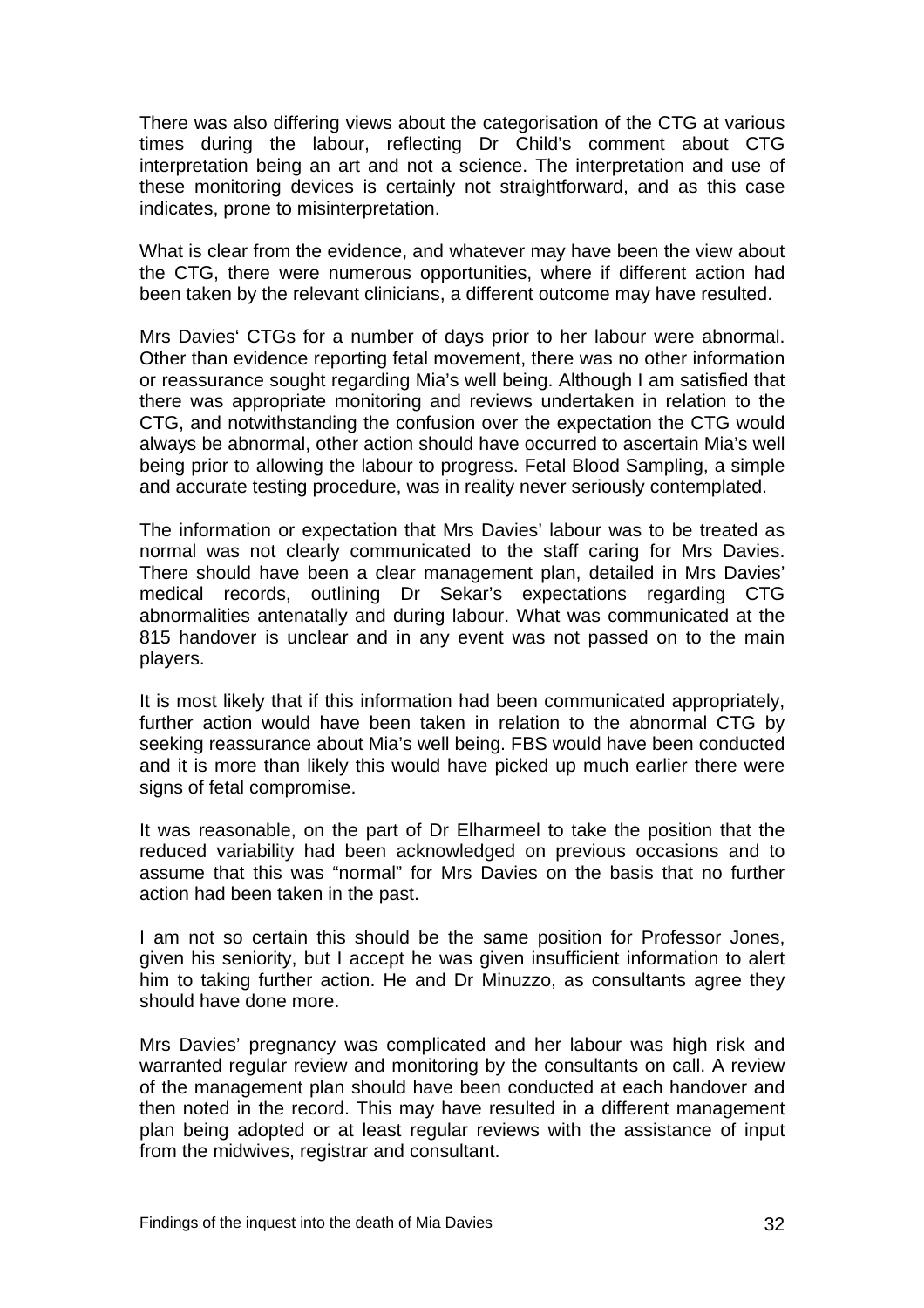There was also differing views about the categorisation of the CTG at various times during the labour, reflecting Dr Child's comment about CTG interpretation being an art and not a science. The interpretation and use of these monitoring devices is certainly not straightforward, and as this case indicates, prone to misinterpretation.

What is clear from the evidence, and whatever may have been the view about the CTG, there were numerous opportunities, where if different action had been taken by the relevant clinicians, a different outcome may have resulted.

Mrs Davies' CTGs for a number of days prior to her labour were abnormal. Other than evidence reporting fetal movement, there was no other information or reassurance sought regarding Mia's well being. Although I am satisfied that there was appropriate monitoring and reviews undertaken in relation to the CTG, and notwithstanding the confusion over the expectation the CTG would always be abnormal, other action should have occurred to ascertain Mia's well being prior to allowing the labour to progress. Fetal Blood Sampling, a simple and accurate testing procedure, was in reality never seriously contemplated.

The information or expectation that Mrs Davies' labour was to be treated as normal was not clearly communicated to the staff caring for Mrs Davies. There should have been a clear management plan, detailed in Mrs Davies' medical records, outlining Dr Sekar's expectations regarding CTG abnormalities antenatally and during labour. What was communicated at the 815 handover is unclear and in any event was not passed on to the main players.

It is most likely that if this information had been communicated appropriately, further action would have been taken in relation to the abnormal CTG by seeking reassurance about Mia's well being. FBS would have been conducted and it is more than likely this would have picked up much earlier there were signs of fetal compromise.

It was reasonable, on the part of Dr Elharmeel to take the position that the reduced variability had been acknowledged on previous occasions and to assume that this was "normal" for Mrs Davies on the basis that no further action had been taken in the past.

I am not so certain this should be the same position for Professor Jones, given his seniority, but I accept he was given insufficient information to alert him to taking further action. He and Dr Minuzzo, as consultants agree they should have done more.

Mrs Davies' pregnancy was complicated and her labour was high risk and warranted regular review and monitoring by the consultants on call. A review of the management plan should have been conducted at each handover and then noted in the record. This may have resulted in a different management plan being adopted or at least regular reviews with the assistance of input from the midwives, registrar and consultant.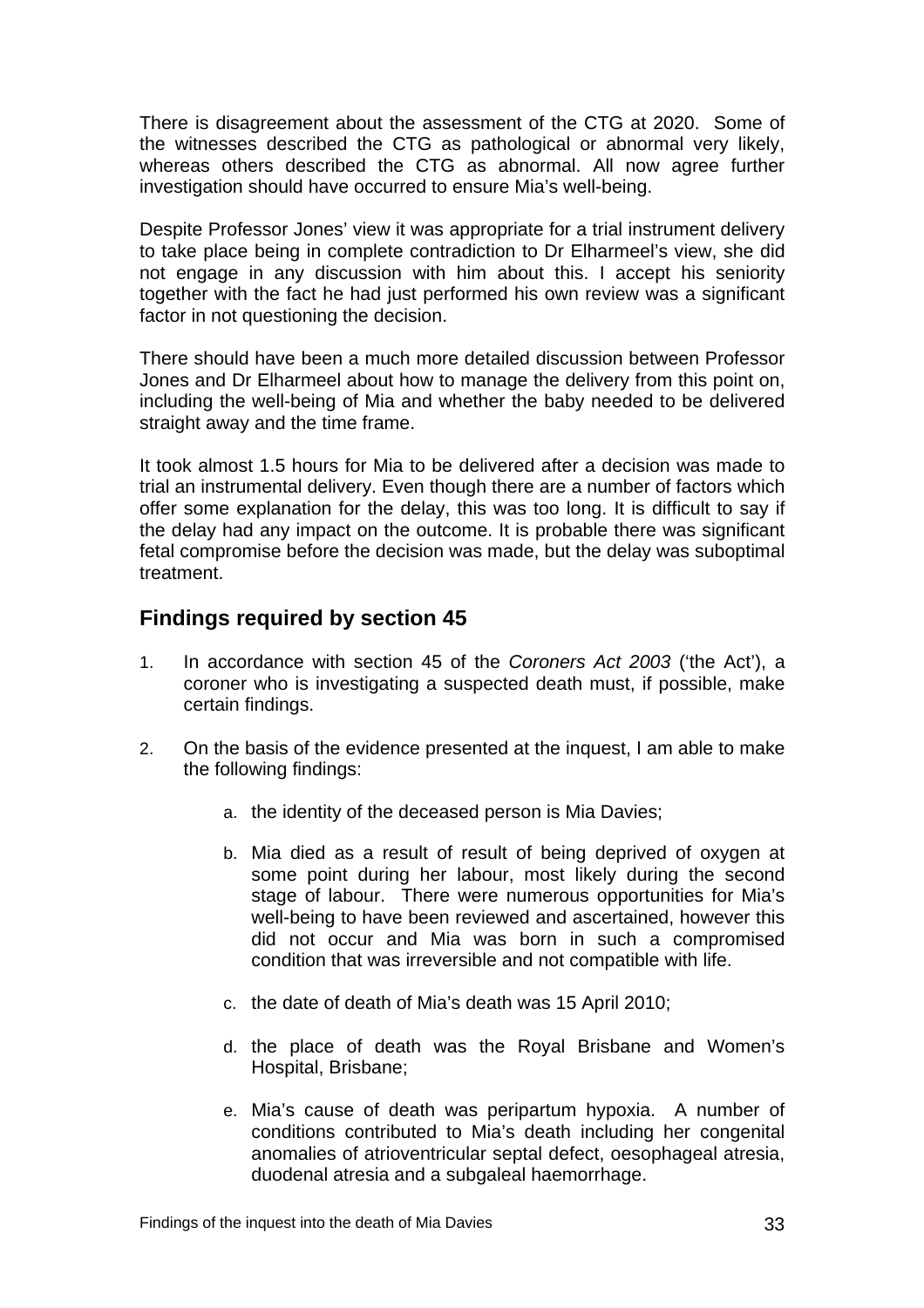There is disagreement about the assessment of the CTG at 2020. Some of the witnesses described the CTG as pathological or abnormal very likely, whereas others described the CTG as abnormal. All now agree further investigation should have occurred to ensure Mia's well-being.

Despite Professor Jones' view it was appropriate for a trial instrument delivery to take place being in complete contradiction to Dr Elharmeel's view, she did not engage in any discussion with him about this. I accept his seniority together with the fact he had just performed his own review was a significant factor in not questioning the decision.

There should have been a much more detailed discussion between Professor Jones and Dr Elharmeel about how to manage the delivery from this point on, including the well-being of Mia and whether the baby needed to be delivered straight away and the time frame.

It took almost 1.5 hours for Mia to be delivered after a decision was made to trial an instrumental delivery. Even though there are a number of factors which offer some explanation for the delay, this was too long. It is difficult to say if the delay had any impact on the outcome. It is probable there was significant fetal compromise before the decision was made, but the delay was suboptimal treatment.

## Findings required by section 45

1. In accordance with section 45 of the *Coroners Act 2003* ('the Act'), a coroner who is investigating a suspected death must, if possible, make certain findings.

2. On the basis of the evidence presented at the inquest, I am able to make the following findings:

    a. the identity of the deceased person is Mia Davies;

    b. Mia died as a result of result of being deprived of oxygen at some point during her labour, most likely during the second stage of labour. There were numerous opportunities for Mia's well-being to have been reviewed and ascertained, however this did not occur and Mia was born in such a compromised condition that was irreversible and not compatible with life.

    c. the date of death of Mia's death was 15 April 2010;

    d. the place of death was the Royal Brisbane and Women's Hospital, Brisbane;

    e. Mia's cause of death was peripartum hypoxia. A number of conditions contributed to Mia's death including her congenital anomalies of atrioventricular septal defect, oesophageal atresia, duodenal atresia and a subgaleal haemorrhage.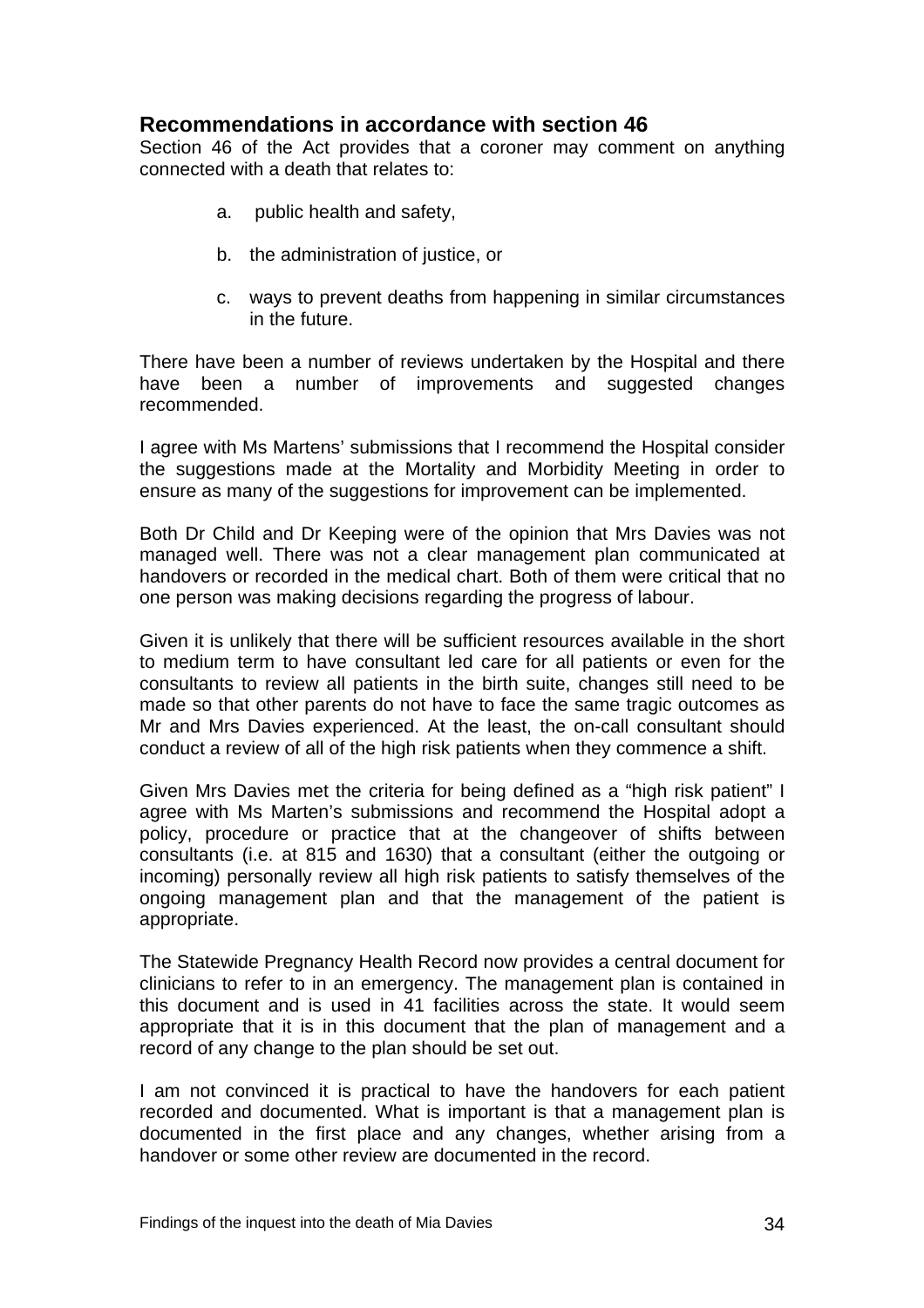## Recommendations in accordance with section 46

Section 46 of the Act provides that a coroner may comment on anything connected with a death that relates to:

a. public health and safety,

b. the administration of justice, or

c. ways to prevent deaths from happening in similar circumstances in the future.

There have been a number of reviews undertaken by the Hospital and there have been a number of improvements and suggested changes recommended.

I agree with Ms Martens' submissions that I recommend the Hospital consider the suggestions made at the Mortality and Morbidity Meeting in order to ensure as many of the suggestions for improvement can be implemented.

Both Dr Child and Dr Keeping were of the opinion that Mrs Davies was not managed well. There was not a clear management plan communicated at handovers or recorded in the medical chart. Both of them were critical that no one person was making decisions regarding the progress of labour.

Given it is unlikely that there will be sufficient resources available in the short to medium term to have consultant led care for all patients or even for the consultants to review all patients in the birth suite, changes still need to be made so that other parents do not have to face the same tragic outcomes as Mr and Mrs Davies experienced. At the least, the on-call consultant should conduct a review of all of the high risk patients when they commence a shift.

Given Mrs Davies met the criteria for being defined as a "high risk patient" I agree with Ms Marten's submissions and recommend the Hospital adopt a policy, procedure or practice that at the changeover of shifts between consultants (i.e. at 815 and 1630) that a consultant (either the outgoing or incoming) personally review all high risk patients to satisfy themselves of the ongoing management plan and that the management of the patient is appropriate.

The Statewide Pregnancy Health Record now provides a central document for clinicians to refer to in an emergency. The management plan is contained in this document and is used in 41 facilities across the state. It would seem appropriate that it is in this document that the plan of management and a record of any change to the plan should be set out.

I am not convinced it is practical to have the handovers for each patient recorded and documented. What is important is that a management plan is documented in the first place and any changes, whether arising from a handover or some other review are documented in the record.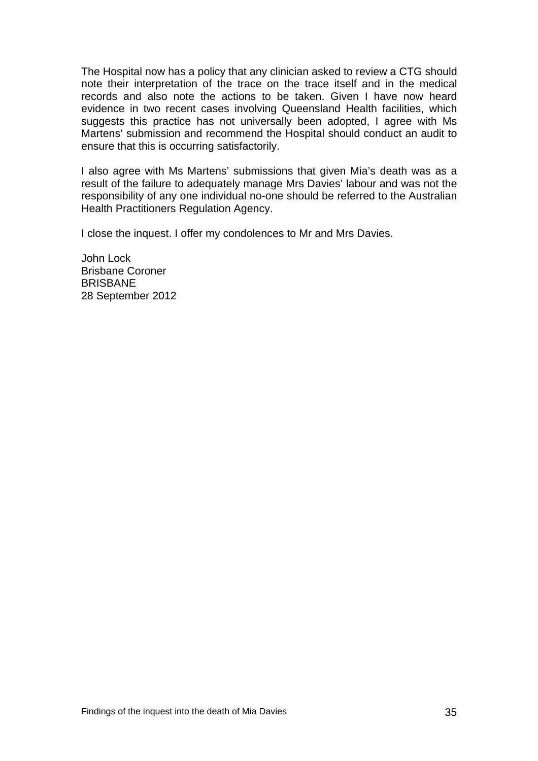The Hospital now has a policy that any clinician asked to review a CTG should note their interpretation of the trace on the trace itself and in the medical records and also note the actions to be taken. Given I have now heard evidence in two recent cases involving Queensland Health facilities, which suggests this practice has not universally been adopted, I agree with Ms Martens' submission and recommend the Hospital should conduct an audit to ensure that this is occurring satisfactorily.

I also agree with Ms Martens' submissions that given Mia's death was as a result of the failure to adequately manage Mrs Davies' labour and was not the responsibility of any one individual no-one should be referred to the Australian Health Practitioners Regulation Agency.

I close the inquest. I offer my condolences to Mr and Mrs Davies.

John Lock
Brisbane Coroner
BRISBANE
28 September 2012